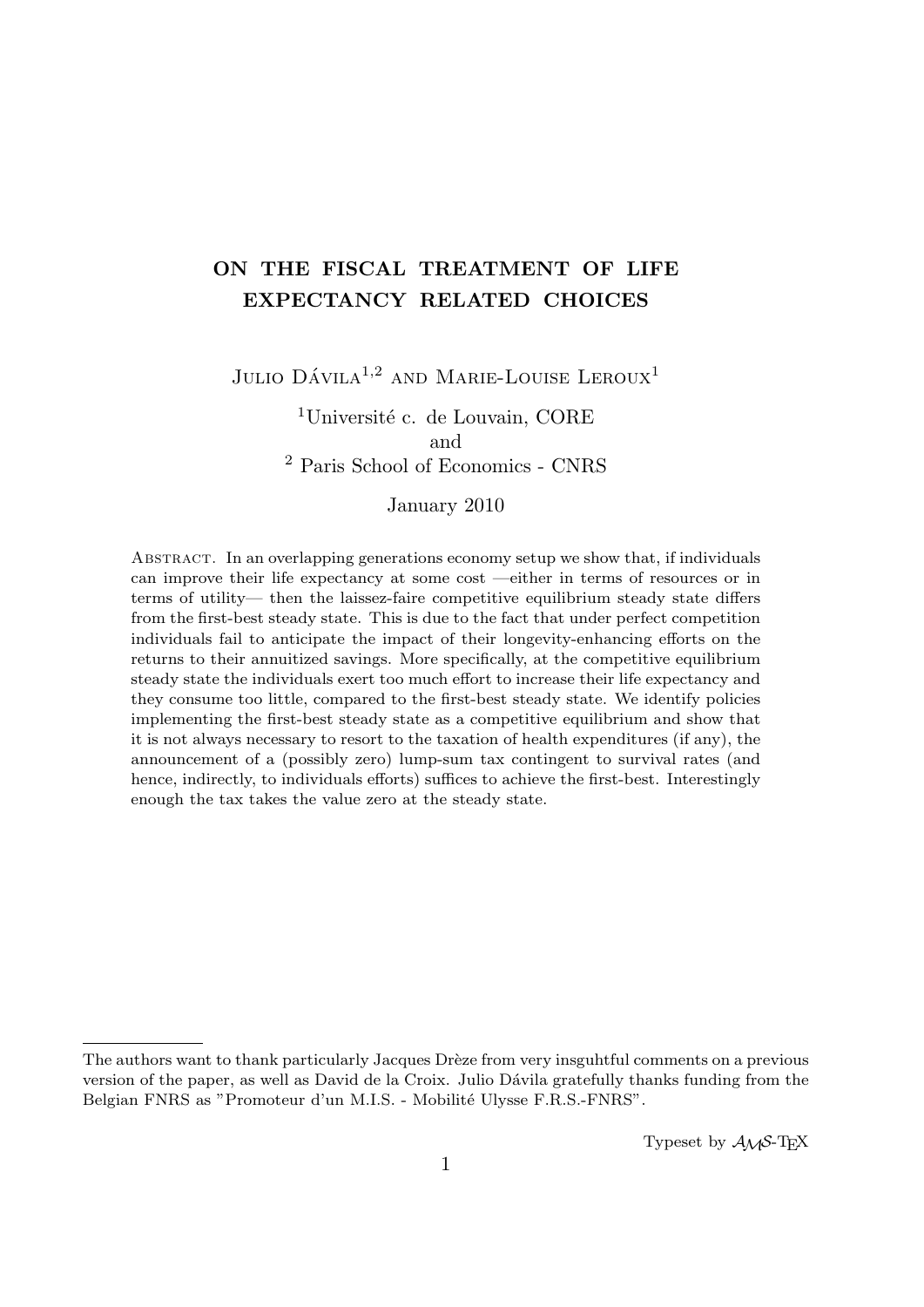# ON THE FISCAL TREATMENT OF LIFE EXPECTANCY RELATED CHOICES

Julio Dávila[1,2] and Marie-Louise Leroux[1]

[1]Université c. de Louvain, CORE
and
[2] Paris School of Economics - CNRS

January 2010

Abstract. In an overlapping generations economy setup we show that, if individuals can improve their life expectancy at some cost —either in terms of resources or in terms of utility— then the laissez-faire competitive equilibrium steady state differs from the first-best steady state. This is due to the fact that under perfect competition individuals fail to anticipate the impact of their longevity-enhancing efforts on the returns to their annuitized savings. More specifically, at the competitive equilibrium steady state the individuals exert too much effort to increase their life expectancy and they consume too little, compared to the first-best steady state. We identify policies implementing the first-best steady state as a competitive equilibrium and show that it is not always necessary to resort to the taxation of health expenditures (if any), the announcement of a (possibly zero) lump-sum tax contingent to survival rates (and hence, indirectly, to individuals efforts) suffices to achieve the first-best. Interestingly enough the tax takes the value zero at the steady state.

---

The authors want to thank particularly Jacques Drèze from very insguhtful comments on a previous version of the paper, as well as David de la Croix. Julio Dávila gratefully thanks funding from the Belgian FNRS as "Promoteur d'un M.I.S. - Mobilité Ulysse F.R.S.-FNRS".

Typeset by $\mathcal{AMS}$-TEX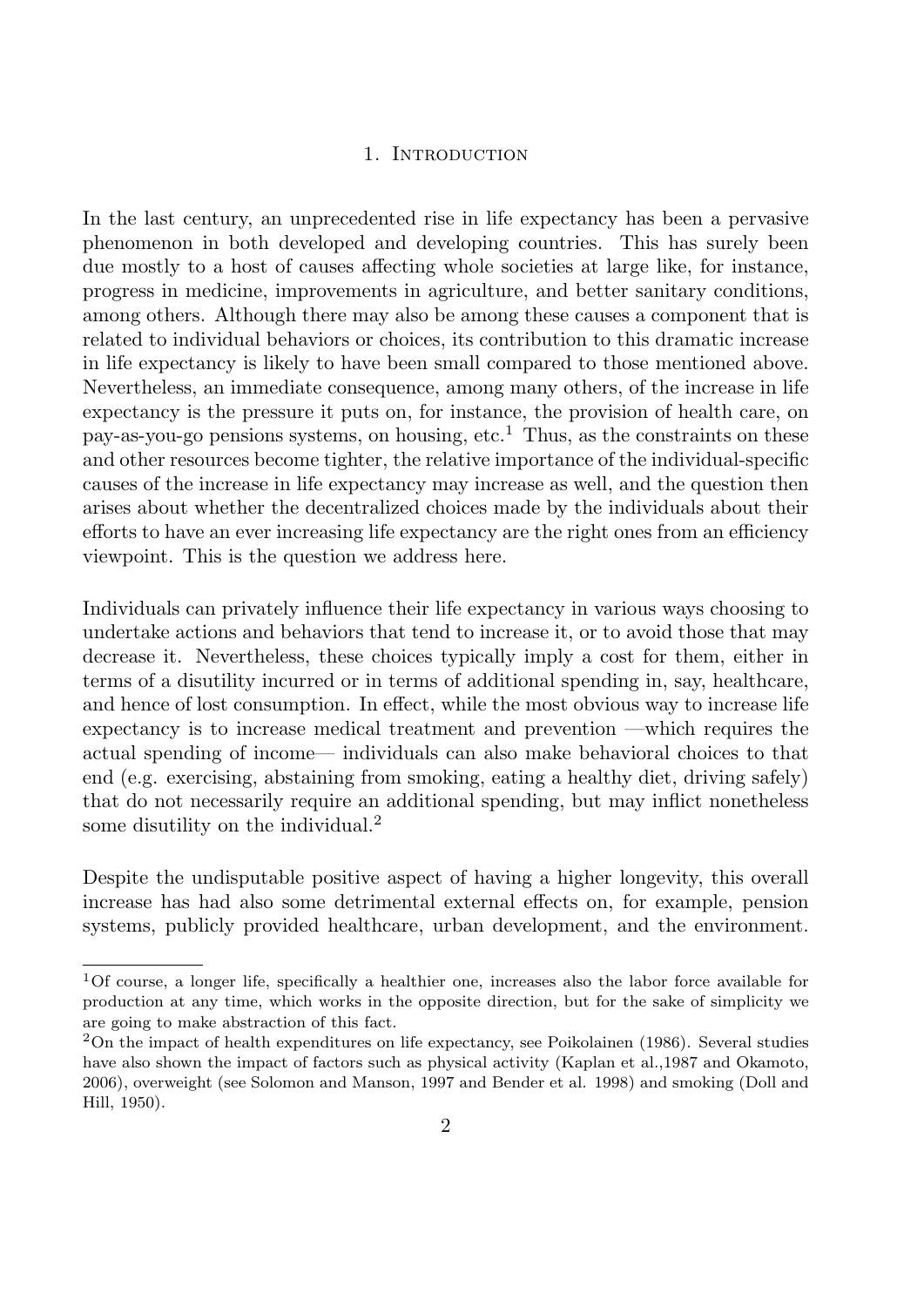# 1. Introduction

In the last century, an unprecedented rise in life expectancy has been a pervasive phenomenon in both developed and developing countries. This has surely been due mostly to a host of causes affecting whole societies at large like, for instance, progress in medicine, improvements in agriculture, and better sanitary conditions, among others. Although there may also be among these causes a component that is related to individual behaviors or choices, its contribution to this dramatic increase in life expectancy is likely to have been small compared to those mentioned above. Nevertheless, an immediate consequence, among many others, of the increase in life expectancy is the pressure it puts on, for instance, the provision of health care, on pay-as-you-go pensions systems, on housing, etc.[1] Thus, as the constraints on these and other resources become tighter, the relative importance of the individual-specific causes of the increase in life expectancy may increase as well, and the question then arises about whether the decentralized choices made by the individuals about their efforts to have an ever increasing life expectancy are the right ones from an efficiency viewpoint. This is the question we address here.

Individuals can privately influence their life expectancy in various ways choosing to undertake actions and behaviors that tend to increase it, or to avoid those that may decrease it. Nevertheless, these choices typically imply a cost for them, either in terms of a disutility incurred or in terms of additional spending in, say, healthcare, and hence of lost consumption. In effect, while the most obvious way to increase life expectancy is to increase medical treatment and prevention —which requires the actual spending of income— individuals can also make behavioral choices to that end (e.g. exercising, abstaining from smoking, eating a healthy diet, driving safely) that do not necessarily require an additional spending, but may inflict nonetheless some disutility on the individual.[2]

Despite the undisputable positive aspect of having a higher longevity, this overall increase has had also some detrimental external effects on, for example, pension systems, publicly provided healthcare, urban development, and the environment.

[1] Of course, a longer life, specifically a healthier one, increases also the labor force available for production at any time, which works in the opposite direction, but for the sake of simplicity we are going to make abstraction of this fact.

[2] On the impact of health expenditures on life expectancy, see Poikolainen (1986). Several studies have also shown the impact of factors such as physical activity (Kaplan et al.,1987 and Okamoto, 2006), overweight (see Solomon and Manson, 1997 and Bender et al. 1998) and smoking (Doll and Hill, 1950).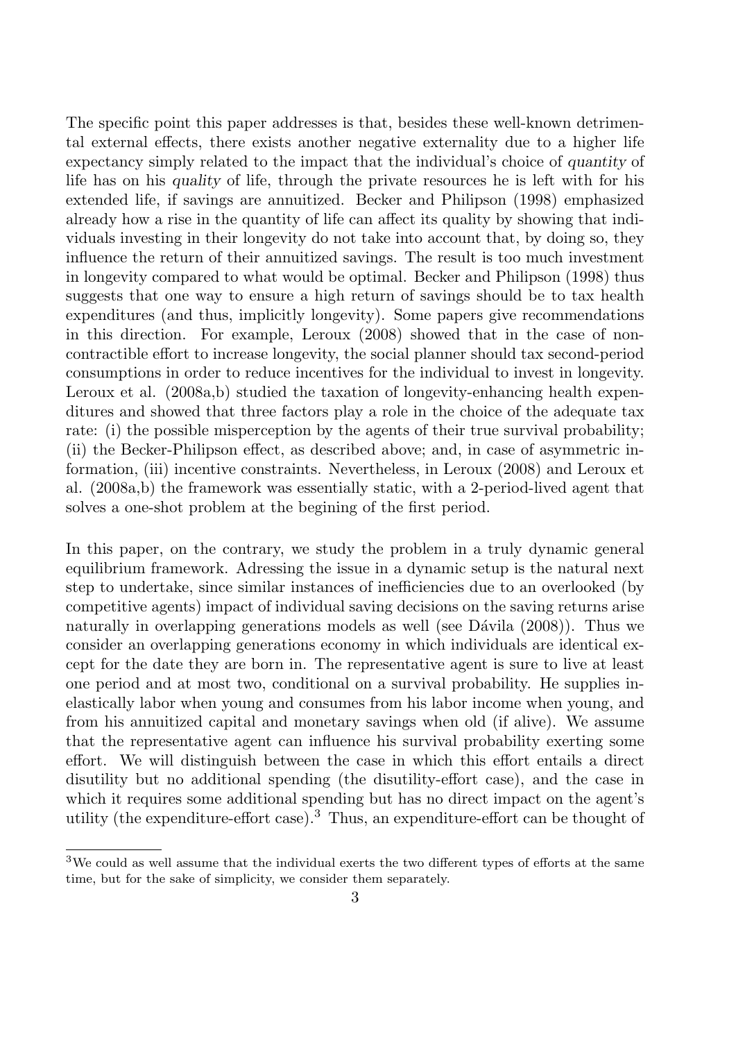The specific point this paper addresses is that, besides these well-known detrimental external effects, there exists another negative externality due to a higher life expectancy simply related to the impact that the individual's choice of *quantity* of life has on his *quality* of life, through the private resources he is left with for his extended life, if savings are annuitized. Becker and Philipson (1998) emphasized already how a rise in the quantity of life can affect its quality by showing that individuals investing in their longevity do not take into account that, by doing so, they influence the return of their annuitized savings. The result is too much investment in longevity compared to what would be optimal. Becker and Philipson (1998) thus suggests that one way to ensure a high return of savings should be to tax health expenditures (and thus, implicitly longevity). Some papers give recommendations in this direction. For example, Leroux (2008) showed that in the case of non-contractible effort to increase longevity, the social planner should tax second-period consumptions in order to reduce incentives for the individual to invest in longevity. Leroux et al. (2008a,b) studied the taxation of longevity-enhancing health expenditures and showed that three factors play a role in the choice of the adequate tax rate: (i) the possible misperception by the agents of their true survival probability; (ii) the Becker-Philipson effect, as described above; and, in case of asymmetric information, (iii) incentive constraints. Nevertheless, in Leroux (2008) and Leroux et al. (2008a,b) the framework was essentially static, with a 2-period-lived agent that solves a one-shot problem at the begining of the first period.

In this paper, on the contrary, we study the problem in a truly dynamic general equilibrium framework. Adressing the issue in a dynamic setup is the natural next step to undertake, since similar instances of inefficiencies due to an overlooked (by competitive agents) impact of individual saving decisions on the saving returns arise naturally in overlapping generations models as well (see Dávila (2008)). Thus we consider an overlapping generations economy in which individuals are identical except for the date they are born in. The representative agent is sure to live at least one period and at most two, conditional on a survival probability. He supplies inelastically labor when young and consumes from his labor income when young, and from his annuitized capital and monetary savings when old (if alive). We assume that the representative agent can influence his survival probability exerting some effort. We will distinguish between the case in which this effort entails a direct disutility but no additional spending (the disutility-effort case), and the case in which it requires some additional spending but has no direct impact on the agent's utility (the expenditure-effort case).[3] Thus, an expenditure-effort can be thought of

[3] We could as well assume that the individual exerts the two different types of efforts at the same time, but for the sake of simplicity, we consider them separately.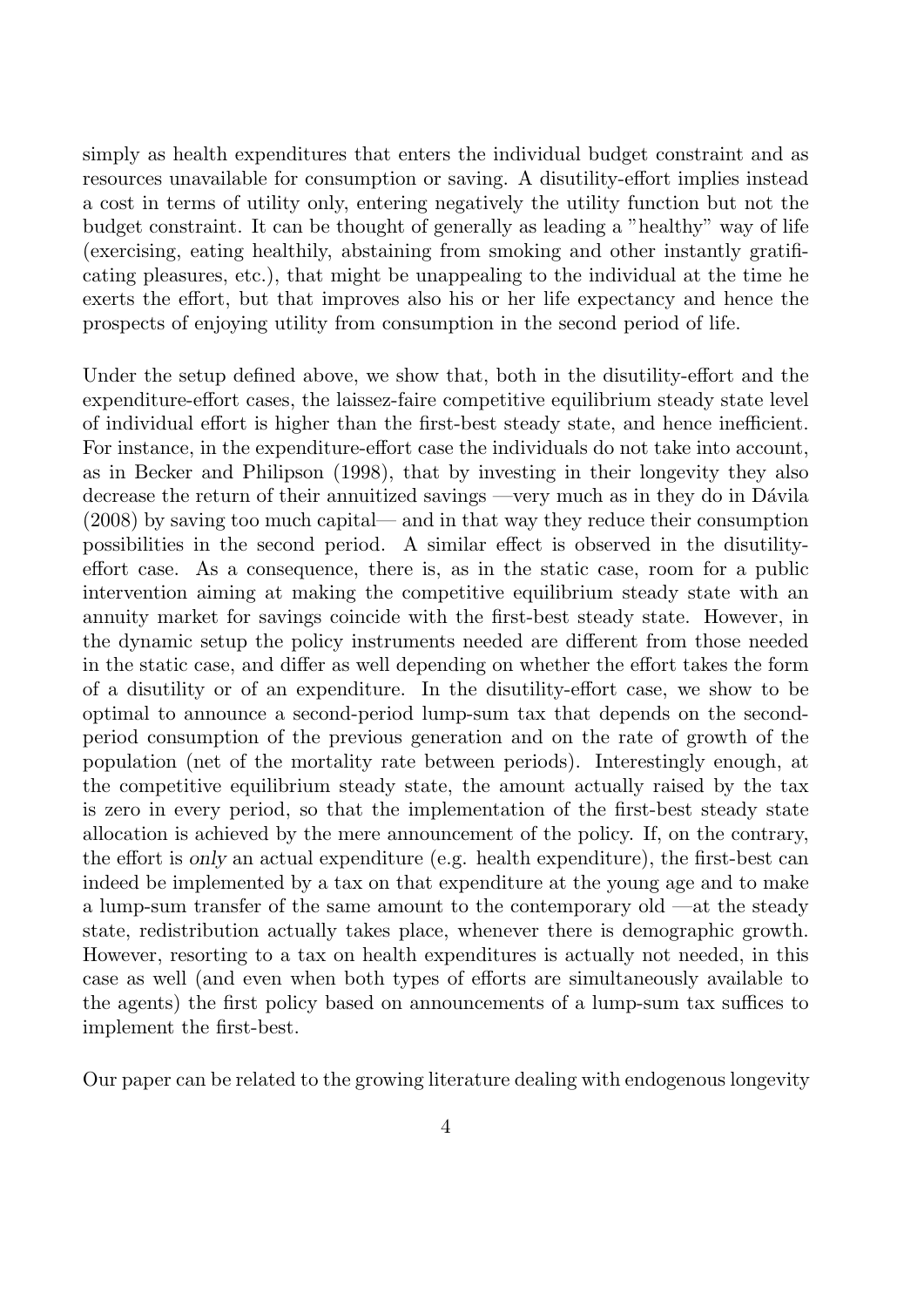simply as health expenditures that enters the individual budget constraint and as resources unavailable for consumption or saving. A disutility-effort implies instead a cost in terms of utility only, entering negatively the utility function but not the budget constraint. It can be thought of generally as leading a "healthy" way of life (exercising, eating healthily, abstaining from smoking and other instantly gratificating pleasures, etc.), that might be unappealing to the individual at the time he exerts the effort, but that improves also his or her life expectancy and hence the prospects of enjoying utility from consumption in the second period of life.

Under the setup defined above, we show that, both in the disutility-effort and the expenditure-effort cases, the laissez-faire competitive equilibrium steady state level of individual effort is higher than the first-best steady state, and hence inefficient. For instance, in the expenditure-effort case the individuals do not take into account, as in Becker and Philipson (1998), that by investing in their longevity they also decrease the return of their annuitized savings —very much as in they do in Dávila (2008) by saving too much capital— and in that way they reduce their consumption possibilities in the second period. A similar effect is observed in the disutility-effort case. As a consequence, there is, as in the static case, room for a public intervention aiming at making the competitive equilibrium steady state with an annuity market for savings coincide with the first-best steady state. However, in the dynamic setup the policy instruments needed are different from those needed in the static case, and differ as well depending on whether the effort takes the form of a disutility or of an expenditure. In the disutility-effort case, we show to be optimal to announce a second-period lump-sum tax that depends on the second-period consumption of the previous generation and on the rate of growth of the population (net of the mortality rate between periods). Interestingly enough, at the competitive equilibrium steady state, the amount actually raised by the tax is zero in every period, so that the implementation of the first-best steady state allocation is achieved by the mere announcement of the policy. If, on the contrary, the effort is *only* an actual expenditure (e.g. health expenditure), the first-best can indeed be implemented by a tax on that expenditure at the young age and to make a lump-sum transfer of the same amount to the contemporary old —at the steady state, redistribution actually takes place, whenever there is demographic growth. However, resorting to a tax on health expenditures is actually not needed, in this case as well (and even when both types of efforts are simultaneously available to the agents) the first policy based on announcements of a lump-sum tax suffices to implement the first-best.

Our paper can be related to the growing literature dealing with endogenous longevity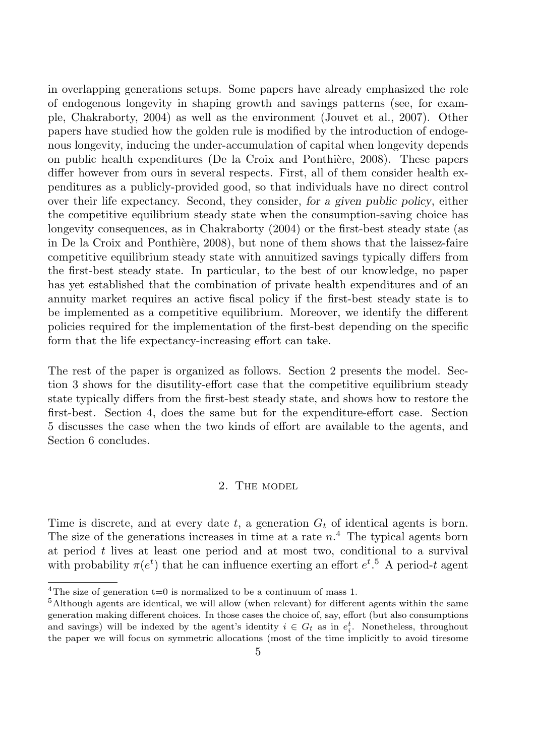in overlapping generations setups. Some papers have already emphasized the role of endogenous longevity in shaping growth and savings patterns (see, for example, Chakraborty, 2004) as well as the environment (Jouvet et al., 2007). Other papers have studied how the golden rule is modified by the introduction of endogenous longevity, inducing the under-accumulation of capital when longevity depends on public health expenditures (De la Croix and Ponthière, 2008). These papers differ however from ours in several respects. First, all of them consider health expenditures as a publicly-provided good, so that individuals have no direct control over their life expectancy. Second, they consider, *for a given public policy*, either the competitive equilibrium steady state when the consumption-saving choice has longevity consequences, as in Chakraborty (2004) or the first-best steady state (as in De la Croix and Ponthière, 2008), but none of them shows that the laissez-faire competitive equilibrium steady state with annuitized savings typically differs from the first-best steady state. In particular, to the best of our knowledge, no paper has yet established that the combination of private health expenditures and of an annuity market requires an active fiscal policy if the first-best steady state is to be implemented as a competitive equilibrium. Moreover, we identify the different policies required for the implementation of the first-best depending on the specific form that the life expectancy-increasing effort can take.

The rest of the paper is organized as follows. Section 2 presents the model. Section 3 shows for the disutility-effort case that the competitive equilibrium steady state typically differs from the first-best steady state, and shows how to restore the first-best. Section 4, does the same but for the expenditure-effort case. Section 5 discusses the case when the two kinds of effort are available to the agents, and Section 6 concludes.

## 2. The model

Time is discrete, and at every date $t$, a generation $G_t$ of identical agents is born. The size of the generations increases in time at a rate $n$.[4] The typical agents born at period $t$ lives at least one period and at most two, conditional to a survival with probability $\pi(e^t)$ that he can influence exerting an effort $e^t$.[5] A period-$t$ agent

[4] The size of generation t=0 is normalized to be a continuum of mass 1.

[5] Although agents are identical, we will allow (when relevant) for different agents within the same generation making different choices. In those cases the choice of, say, effort (but also consumptions and savings) will be indexed by the agent's identity $i \in G_t$ as in $e^t_i$. Nonetheless, throughout the paper we will focus on symmetric allocations (most of the time implicitly to avoid tiresome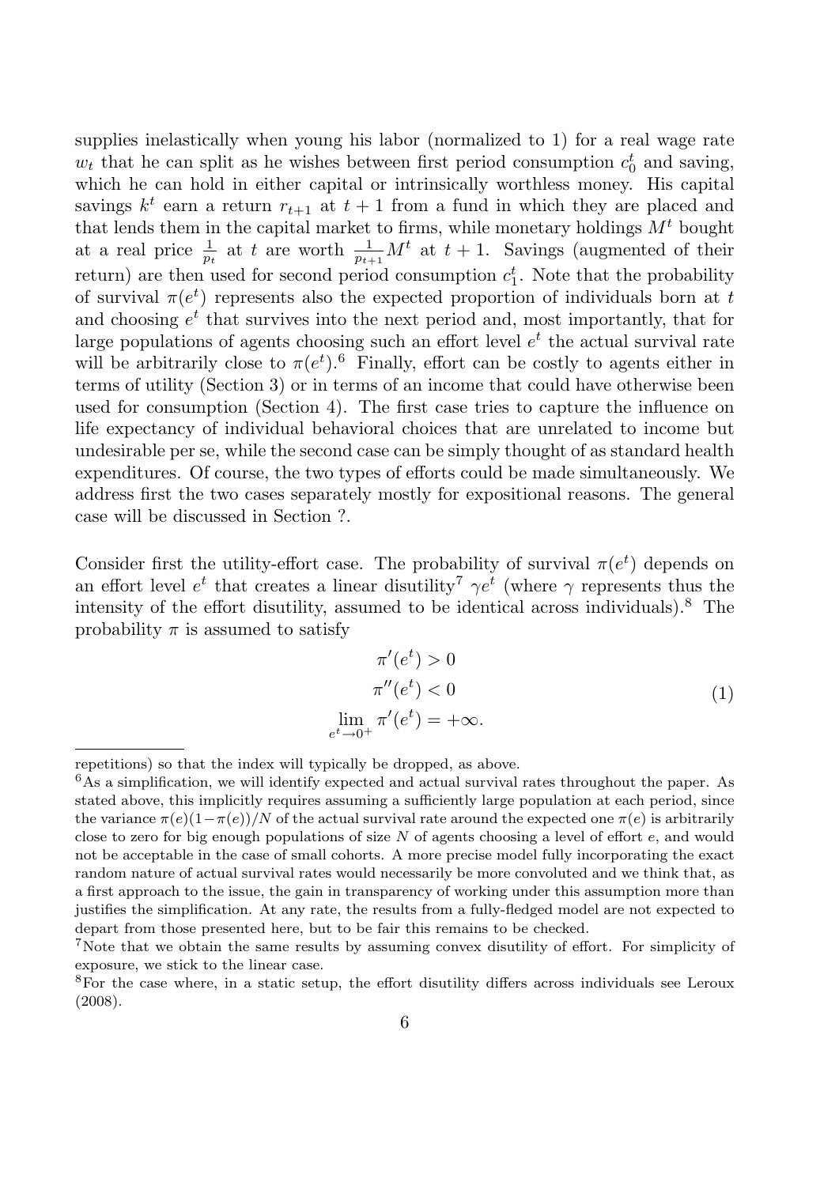supplies inelastically when young his labor (normalized to 1) for a real wage rate $w_t$ that he can split as he wishes between first period consumption $c_0^t$ and saving, which he can hold in either capital or intrinsically worthless money. His capital savings $k^t$ earn a return $r_{t+1}$ at $t+1$ from a fund in which they are placed and that lends them in the capital market to firms, while monetary holdings $M^t$ bought at a real price $\frac{1}{p_t}$ at $t$ are worth $\frac{1}{p_{t+1}}M^t$ at $t+1$. Savings (augmented of their return) are then used for second period consumption $c_1^t$. Note that the probability of survival $\pi(e^t)$ represents also the expected proportion of individuals born at $t$ and choosing $e^t$ that survives into the next period and, most importantly, that for large populations of agents choosing such an effort level $e^t$ the actual survival rate will be arbitrarily close to $\pi(e^t)$.[6] Finally, effort can be costly to agents either in terms of utility (Section 3) or in terms of an income that could have otherwise been used for consumption (Section 4). The first case tries to capture the influence on life expectancy of individual behavioral choices that are unrelated to income but undesirable per se, while the second case can be simply thought of as standard health expenditures. Of course, the two types of efforts could be made simultaneously. We address first the two cases separately mostly for expositional reasons. The general case will be discussed in Section ?.

Consider first the utility-effort case. The probability of survival $\pi(e^t)$ depends on an effort level $e^t$ that creates a linear disutility[7] $\gamma e^t$ (where $\gamma$ represents thus the intensity of the effort disutility, assumed to be identical across individuals).[8] The probability $\pi$ is assumed to satisfy

$$
\begin{aligned}
\pi'(e^t) &> 0 \\
\pi''(e^t) &< 0 \\
\lim_{e^t \to 0^+} \pi'(e^t) &= +\infty.
\end{aligned}
\tag{1}
$$

---

repetitions) so that the index will typically be dropped, as above.

[6] As a simplification, we will identify expected and actual survival rates throughout the paper. As stated above, this implicitly requires assuming a sufficiently large population at each period, since the variance $\pi(e)(1-\pi(e))/N$ of the actual survival rate around the expected one $\pi(e)$ is arbitrarily close to zero for big enough populations of size $N$ of agents choosing a level of effort $e$, and would not be acceptable in the case of small cohorts. A more precise model fully incorporating the exact random nature of actual survival rates would necessarily be more convoluted and we think that, as a first approach to the issue, the gain in transparency of working under this assumption more than justifies the simplification. At any rate, the results from a fully-fledged model are not expected to depart from those presented here, but to be fair this remains to be checked.

[7] Note that we obtain the same results by assuming convex disutility of effort. For simplicity of exposure, we stick to the linear case.

[8] For the case where, in a static setup, the effort disutility differs across individuals see Leroux (2008).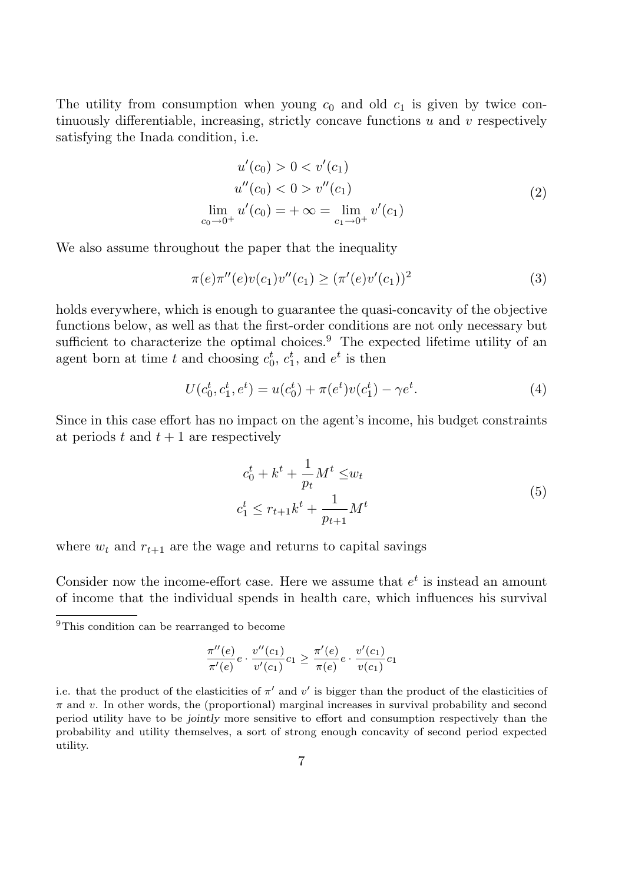The utility from consumption when young $c_0$ and old $c_1$ is given by twice continuously differentiable, increasing, strictly concave functions $u$ and $v$ respectively satisfying the Inada condition, i.e.

$$
\begin{aligned}
u'(c_0) > 0 &< v'(c_1) \\
u''(c_0) < 0 &> v''(c_1) \\
\lim_{c_0 \to 0^+} u'(c_0) = +\infty &= \lim_{c_1 \to 0^+} v'(c_1)
\end{aligned}
\tag{2}
$$

We also assume throughout the paper that the inequality

$$
\pi(e)\pi''(e)v(c_1)v''(c_1) \geq (\pi'(e)v'(c_1))^2 \tag{3}
$$

holds everywhere, which is enough to guarantee the quasi-concavity of the objective functions below, as well as that the first-order conditions are not only necessary but sufficient to characterize the optimal choices.[9] The expected lifetime utility of an agent born at time $t$ and choosing $c_0^t$, $c_1^t$, and $e^t$ is then

$$
U(c_0^t, c_1^t, e^t) = u(c_0^t) + \pi(e^t)v(c_1^t) - \gamma e^t. \tag{4}
$$

Since in this case effort has no impact on the agent's income, his budget constraints at periods $t$ and $t+1$ are respectively

$$
\begin{aligned}
c_0^t + k^t + \frac{1}{p_t} M^t &\leq w_t \\
c_1^t \leq r_{t+1} k^t + \frac{1}{p_{t+1}} M^t &
\end{aligned}
\tag{5}
$$

where $w_t$ and $r_{t+1}$ are the wage and returns to capital savings

Consider now the income-effort case. Here we assume that $e^t$ is instead an amount of income that the individual spends in health care, which influences his survival

---

[9] This condition can be rearranged to become

$$
\frac{\pi''(e)}{\pi'(e)} e \cdot \frac{v''(c_1)}{v'(c_1)} c_1 \geq \frac{\pi'(e)}{\pi(e)} e \cdot \frac{v'(c_1)}{v(c_1)} c_1
$$

i.e. that the product of the elasticities of $\pi'$ and $v'$ is bigger than the product of the elasticities of $\pi$ and $v$. In other words, the (proportional) marginal increases in survival probability and second period utility have to be *jointly* more sensitive to effort and consumption respectively than the probability and utility themselves, a sort of strong enough concavity of second period expected utility.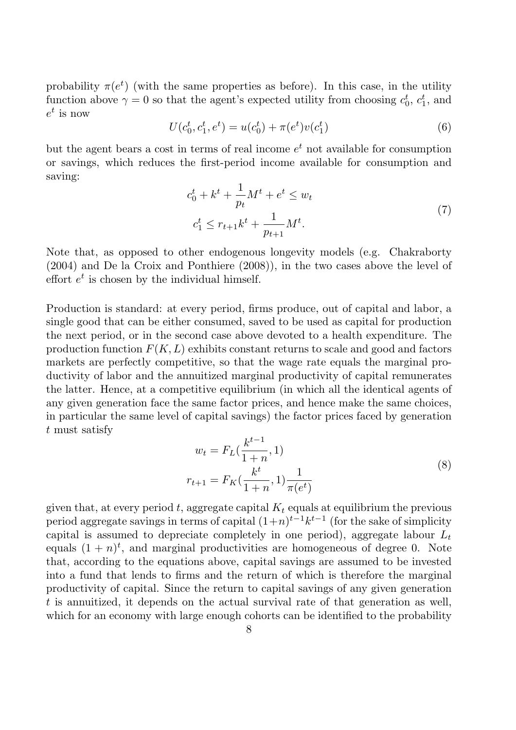probability $\pi(e^t)$ (with the same properties as before). In this case, in the utility function above $\gamma = 0$ so that the agent's expected utility from choosing $c_0^t$, $c_1^t$, and $e^t$ is now

$$U(c_0^t, c_1^t, e^t) = u(c_0^t) + \pi(e^t)v(c_1^t) \tag{6}$$

but the agent bears a cost in terms of real income $e^t$ not available for consumption or savings, which reduces the first-period income available for consumption and saving:

$$\begin{aligned} c_0^t + k^t + \frac{1}{p_t}M^t + e^t &\leq w_t \\ c_1^t &\leq r_{t+1}k^t + \frac{1}{p_{t+1}}M^t. \end{aligned} \tag{7}$$

Note that, as opposed to other endogenous longevity models (e.g. Chakraborty (2004) and De la Croix and Ponthiere (2008)), in the two cases above the level of effort $e^t$ is chosen by the individual himself.

Production is standard: at every period, firms produce, out of capital and labor, a single good that can be either consumed, saved to be used as capital for production the next period, or in the second case above devoted to a health expenditure. The production function $F(K, L)$ exhibits constant returns to scale and good and factors markets are perfectly competitive, so that the wage rate equals the marginal productivity of labor and the annuitized marginal productivity of capital remunerates the latter. Hence, at a competitive equilibrium (in which all the identical agents of any given generation face the same factor prices, and hence make the same choices, in particular the same level of capital savings) the factor prices faced by generation $t$ must satisfy

$$\begin{aligned} w_t &= F_L\left(\frac{k^{t-1}}{1+n}, 1\right) \\ r_{t+1} &= F_K\left(\frac{k^t}{1+n}, 1\right)\frac{1}{\pi(e^t)} \end{aligned} \tag{8}$$

given that, at every period $t$, aggregate capital $K_t$ equals at equilibrium the previous period aggregate savings in terms of capital $(1+n)^{t-1}k^{t-1}$ (for the sake of simplicity capital is assumed to depreciate completely in one period), aggregate labour $L_t$ equals $(1+n)^t$, and marginal productivities are homogeneous of degree 0. Note that, according to the equations above, capital savings are assumed to be invested into a fund that lends to firms and the return of which is therefore the marginal productivity of capital. Since the return to capital savings of any given generation $t$ is annuitized, it depends on the actual survival rate of that generation as well, which for an economy with large enough cohorts can be identified to the probability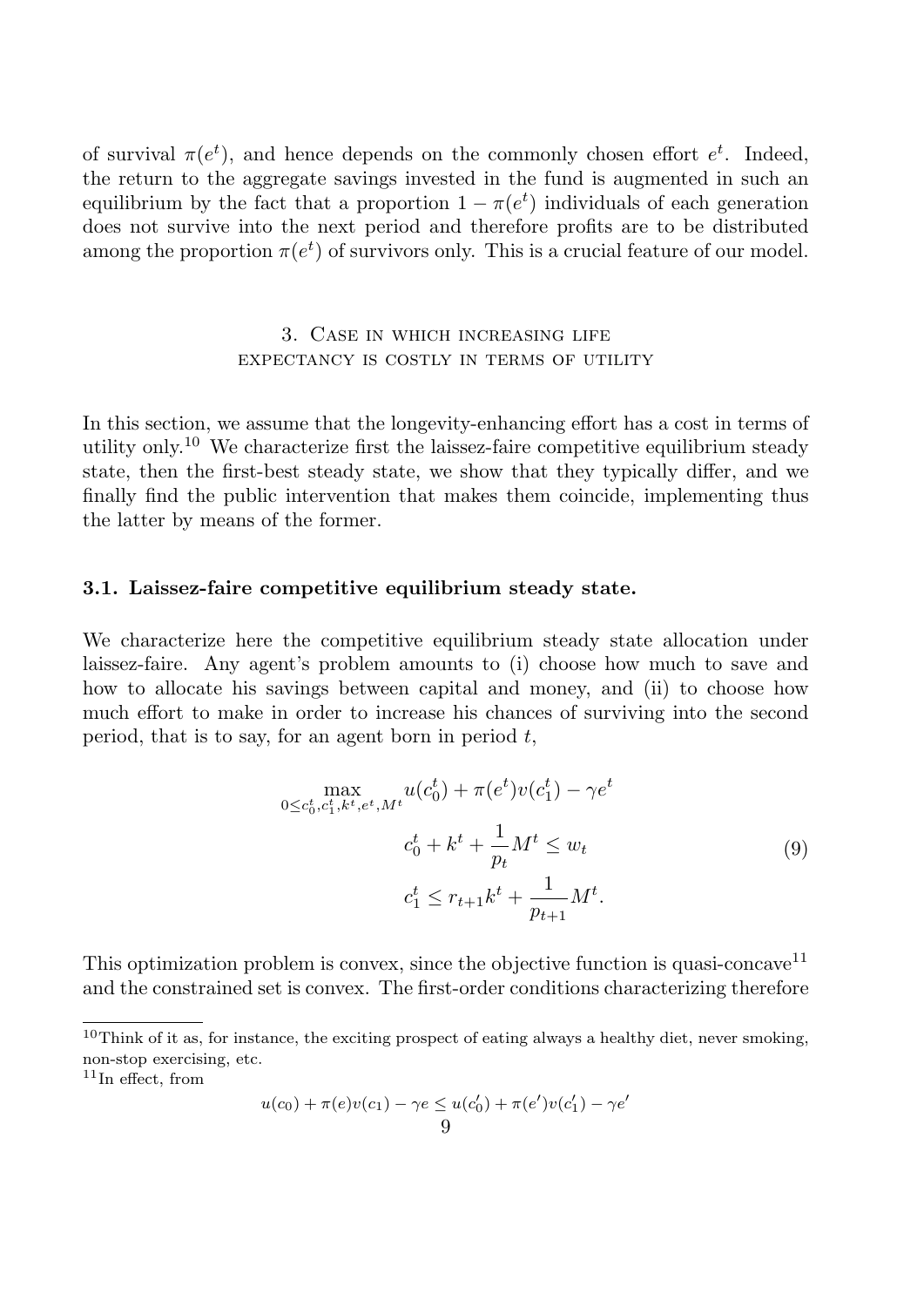of survival $\pi(e^t)$, and hence depends on the commonly chosen effort $e^t$. Indeed, the return to the aggregate savings invested in the fund is augmented in such an equilibrium by the fact that a proportion $1 - \pi(e^t)$ individuals of each generation does not survive into the next period and therefore profits are to be distributed among the proportion $\pi(e^t)$ of survivors only. This is a crucial feature of our model.

## 3. Case in which increasing life expectancy is costly in terms of utility

In this section, we assume that the longevity-enhancing effort has a cost in terms of utility only.[10] We characterize first the laissez-faire competitive equilibrium steady state, then the first-best steady state, we show that they typically differ, and we finally find the public intervention that makes them coincide, implementing thus the latter by means of the former.

### 3.1. Laissez-faire competitive equilibrium steady state.

We characterize here the competitive equilibrium steady state allocation under laissez-faire. Any agent's problem amounts to (i) choose how much to save and how to allocate his savings between capital and money, and (ii) to choose how much effort to make in order to increase his chances of surviving into the second period, that is to say, for an agent born in period $t$,

$$
\begin{aligned}
\max_{0 \le c_0^t, c_1^t, k^t, e^t, M^t} \; & u(c_0^t) + \pi(e^t) v(c_1^t) - \gamma e^t \\
& c_0^t + k^t + \frac{1}{p_t} M^t \le w_t \\
& c_1^t \le r_{t+1} k^t + \frac{1}{p_{t+1}} M^t.
\end{aligned} \tag{9}
$$

This optimization problem is convex, since the objective function is quasi-concave[11] and the constrained set is convex. The first-order conditions characterizing therefore

[10] Think of it as, for instance, the exciting prospect of eating always a healthy diet, never smoking, non-stop exercising, etc.

[11] In effect, from

$$
u(c_0) + \pi(e) v(c_1) - \gamma e \le u(c_0') + \pi(e') v(c_1') - \gamma e'
$$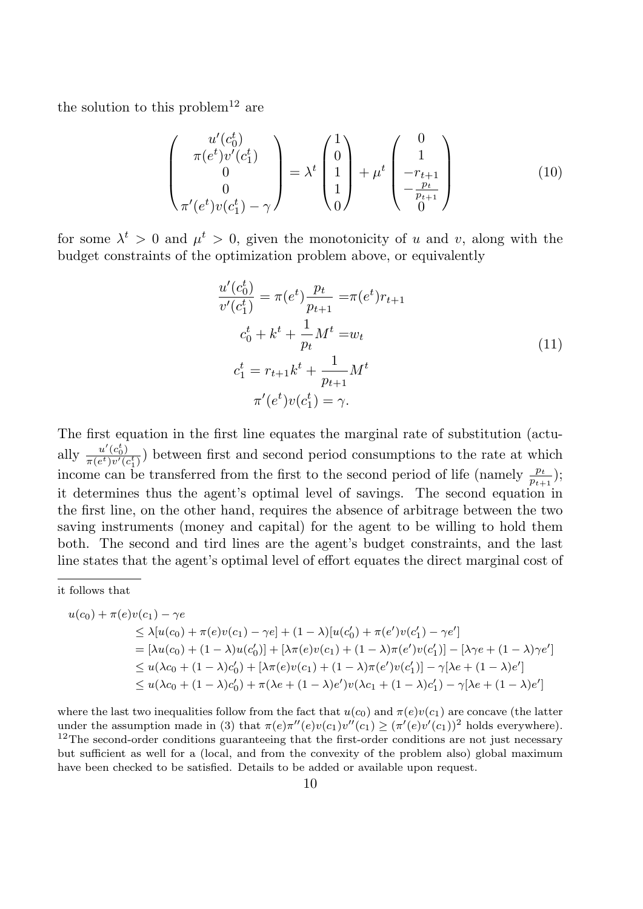the solution to this problem[12] are

$$\begin{pmatrix} u'(c_0^t) \\ \pi(e^t)v'(c_1^t) \\ 0 \\ 0 \\ \pi'(e^t)v(c_1^t) - \gamma \end{pmatrix} = \lambda^t \begin{pmatrix} 1 \\ 0 \\ 1 \\ 1 \\ 0 \end{pmatrix} + \mu^t \begin{pmatrix} 0 \\ 1 \\ -r_{t+1} \\ -\frac{p_t}{p_{t+1}} \\ 0 \end{pmatrix} \tag{10}$$

for some $\lambda^t > 0$ and $\mu^t > 0$, given the monotonicity of $u$ and $v$, along with the budget constraints of the optimization problem above, or equivalently

$$\begin{aligned} \frac{u'(c_0^t)}{v'(c_1^t)} = \pi(e^t)\frac{p_t}{p_{t+1}} &= \pi(e^t) r_{t+1} \\ c_0^t + k^t + \frac{1}{p_t}M^t &= w_t \\ c_1^t = r_{t+1}k^t &+ \frac{1}{p_{t+1}}M^t \\ \pi'(e^t)v(c_1^t) &= \gamma. \end{aligned} \tag{11}$$

The first equation in the first line equates the marginal rate of substitution (actually $\frac{u'(c_0^t)}{\pi(e^t)v'(c_1^t)}$) between first and second period consumptions to the rate at which income can be transferred from the first to the second period of life (namely $\frac{p_t}{p_{t+1}}$); it determines thus the agent's optimal level of savings. The second equation in the first line, on the other hand, requires the absence of arbitrage between the two saving instruments (money and capital) for the agent to be willing to hold them both. The second and tird lines are the agent's budget constraints, and the last line states that the agent's optimal level of effort equates the direct marginal cost of

---

it follows that

$$\begin{aligned} & u(c_0) + \pi(e)v(c_1) - \gamma e \\ & \leq \lambda[u(c_0) + \pi(e)v(c_1) - \gamma e] + (1-\lambda)[u(c_0') + \pi(e')v(c_1') - \gamma e'] \\ & = [\lambda u(c_0) + (1-\lambda)u(c_0')] + [\lambda \pi(e)v(c_1) + (1-\lambda)\pi(e')v(c_1')] - [\lambda \gamma e + (1-\lambda)\gamma e'] \\ & \leq u(\lambda c_0 + (1-\lambda)c_0') + [\lambda \pi(e)v(c_1) + (1-\lambda)\pi(e')v(c_1')] - \gamma[\lambda e + (1-\lambda)e'] \\ & \leq u(\lambda c_0 + (1-\lambda)c_0') + \pi(\lambda e + (1-\lambda)e')v(\lambda c_1 + (1-\lambda)c_1') - \gamma[\lambda e + (1-\lambda)e'] \end{aligned}$$

where the last two inequalities follow from the fact that $u(c_0)$ and $\pi(e)v(c_1)$ are concave (the latter under the assumption made in (3) that $\pi(e)\pi''(e)v(c_1)v''(c_1) \geq (\pi'(e)v'(c_1))^2$ holds everywhere).

[12] The second-order conditions guaranteeing that the first-order conditions are not just necessary but sufficient as well for a (local, and from the convexity of the problem also) global maximum have been checked to be satisfied. Details to be added or available upon request.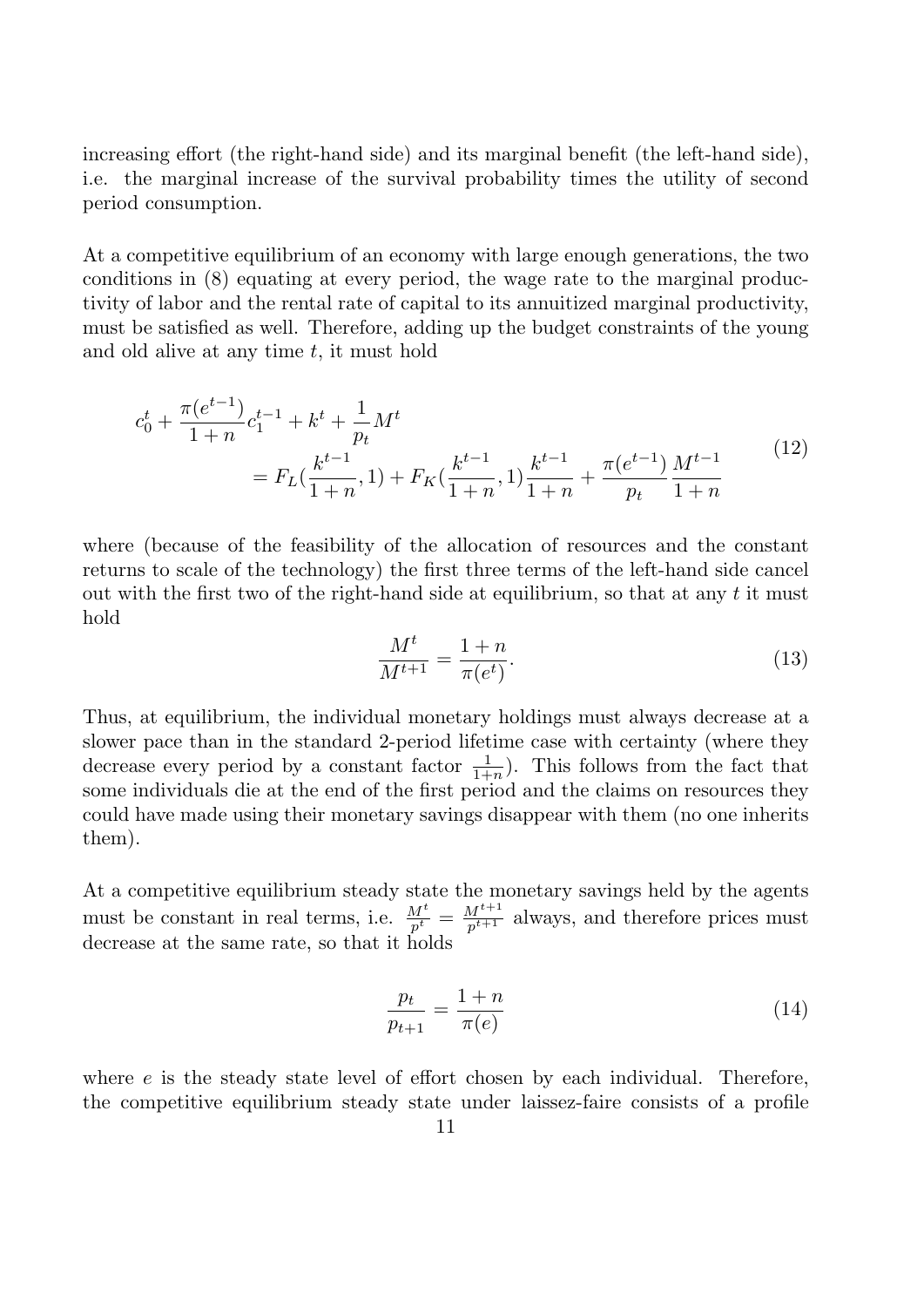increasing effort (the right-hand side) and its marginal benefit (the left-hand side), i.e. the marginal increase of the survival probability times the utility of second period consumption.

At a competitive equilibrium of an economy with large enough generations, the two conditions in (8) equating at every period, the wage rate to the marginal productivity of labor and the rental rate of capital to its annuitized marginal productivity, must be satisfied as well. Therefore, adding up the budget constraints of the young and old alive at any time $t$, it must hold

$$
\begin{aligned}
c_0^t + \frac{\pi(e^{t-1})}{1+n} c_1^{t-1} + k^t + \frac{1}{p_t} M^t \\
= F_L(\frac{k^{t-1}}{1+n}, 1) + F_K(\frac{k^{t-1}}{1+n}, 1)\frac{k^{t-1}}{1+n} + \frac{\pi(e^{t-1})}{p_t}\frac{M^{t-1}}{1+n}
\end{aligned}
\tag{12}
$$

where (because of the feasibility of the allocation of resources and the constant returns to scale of the technology) the first three terms of the left-hand side cancel out with the first two of the right-hand side at equilibrium, so that at any $t$ it must hold

$$
\frac{M^t}{M^{t+1}} = \frac{1+n}{\pi(e^t)}. \tag{13}
$$

Thus, at equilibrium, the individual monetary holdings must always decrease at a slower pace than in the standard 2-period lifetime case with certainty (where they decrease every period by a constant factor $\frac{1}{1+n}$). This follows from the fact that some individuals die at the end of the first period and the claims on resources they could have made using their monetary savings disappear with them (no one inherits them).

At a competitive equilibrium steady state the monetary savings held by the agents must be constant in real terms, i.e. $\frac{M^t}{p^t} = \frac{M^{t+1}}{p^{t+1}}$ always, and therefore prices must decrease at the same rate, so that it holds

$$
\frac{p_t}{p_{t+1}} = \frac{1+n}{\pi(e)} \tag{14}
$$

where $e$ is the steady state level of effort chosen by each individual. Therefore, the competitive equilibrium steady state under laissez-faire consists of a profile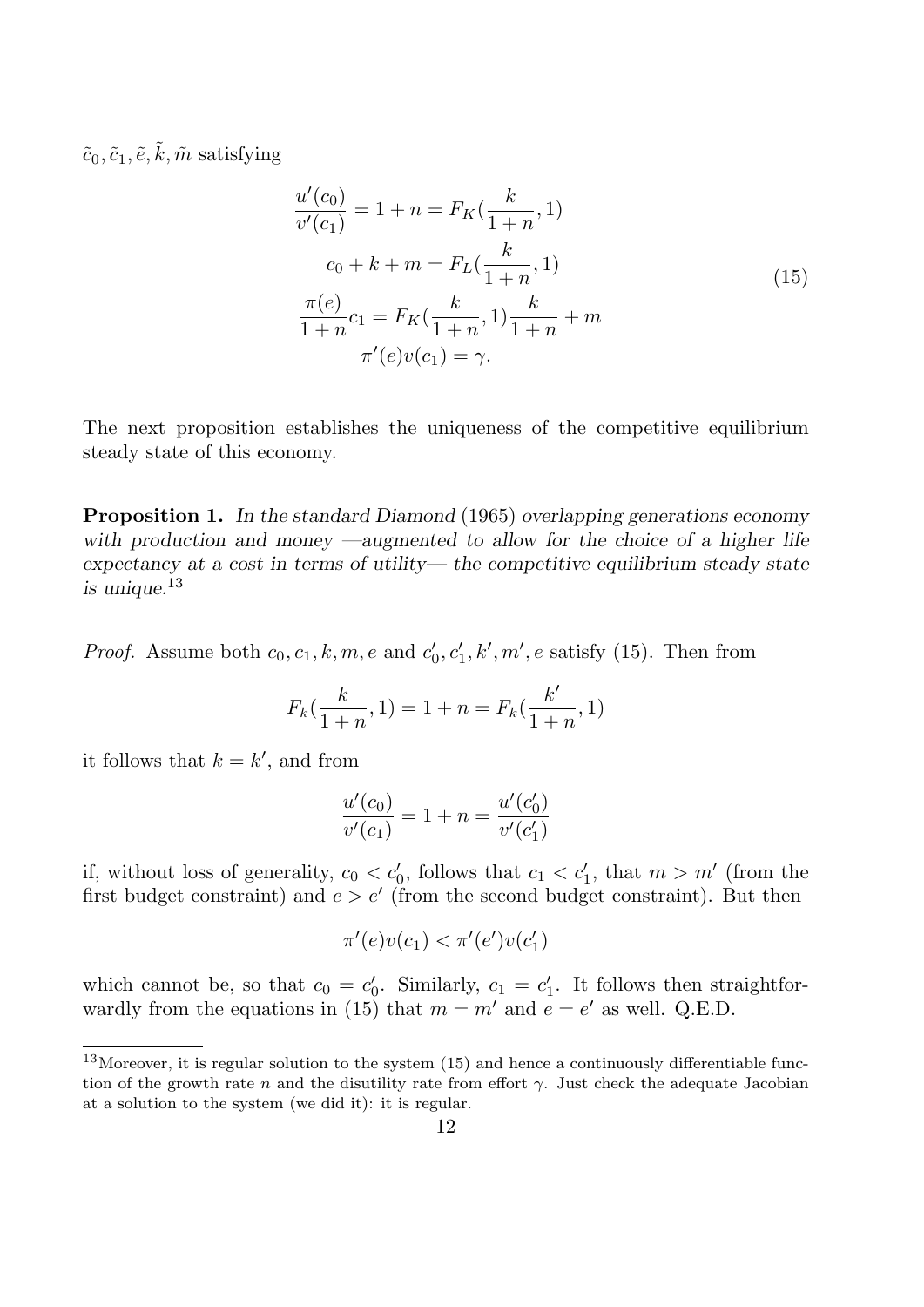$\tilde{c}_0, \tilde{c}_1, \tilde{e}, \tilde{k}, \tilde{m}$ satisfying

$$
\begin{aligned}
\frac{u'(c_0)}{v'(c_1)} &= 1 + n = F_K(\frac{k}{1+n}, 1) \\
c_0 + k + m &= F_L(\frac{k}{1+n}, 1) \\
\frac{\pi(e)}{1+n} c_1 &= F_K(\frac{k}{1+n}, 1)\frac{k}{1+n} + m \\
\pi'(e)v(c_1) &= \gamma.
\end{aligned}
\tag{15}
$$

The next proposition establishes the uniqueness of the competitive equilibrium steady state of this economy.

**Proposition 1.** *In the standard Diamond (1965) overlapping generations economy with production and money —augmented to allow for the choice of a higher life expectancy at a cost in terms of utility— the competitive equilibrium steady state is unique.*[13]

*Proof.* Assume both $c_0, c_1, k, m, e$ and $c_0', c_1', k', m', e$ satisfy (15). Then from

$$F_k(\frac{k}{1+n}, 1) = 1 + n = F_k(\frac{k'}{1+n}, 1)$$

it follows that $k = k'$, and from

$$\frac{u'(c_0)}{v'(c_1)} = 1 + n = \frac{u'(c_0')}{v'(c_1')}$$

if, without loss of generality, $c_0 < c_0'$, follows that $c_1 < c_1'$, that $m > m'$ (from the first budget constraint) and $e > e'$ (from the second budget constraint). But then

$$\pi'(e)v(c_1) < \pi'(e')v(c_1')$$

which cannot be, so that $c_0 = c_0'$. Similarly, $c_1 = c_1'$. It follows then straightforwardly from the equations in (15) that $m = m'$ and $e = e'$ as well. Q.E.D.

[13] Moreover, it is regular solution to the system (15) and hence a continuously differentiable function of the growth rate $n$ and the disutility rate from effort $\gamma$. Just check the adequate Jacobian at a solution to the system (we did it): it is regular.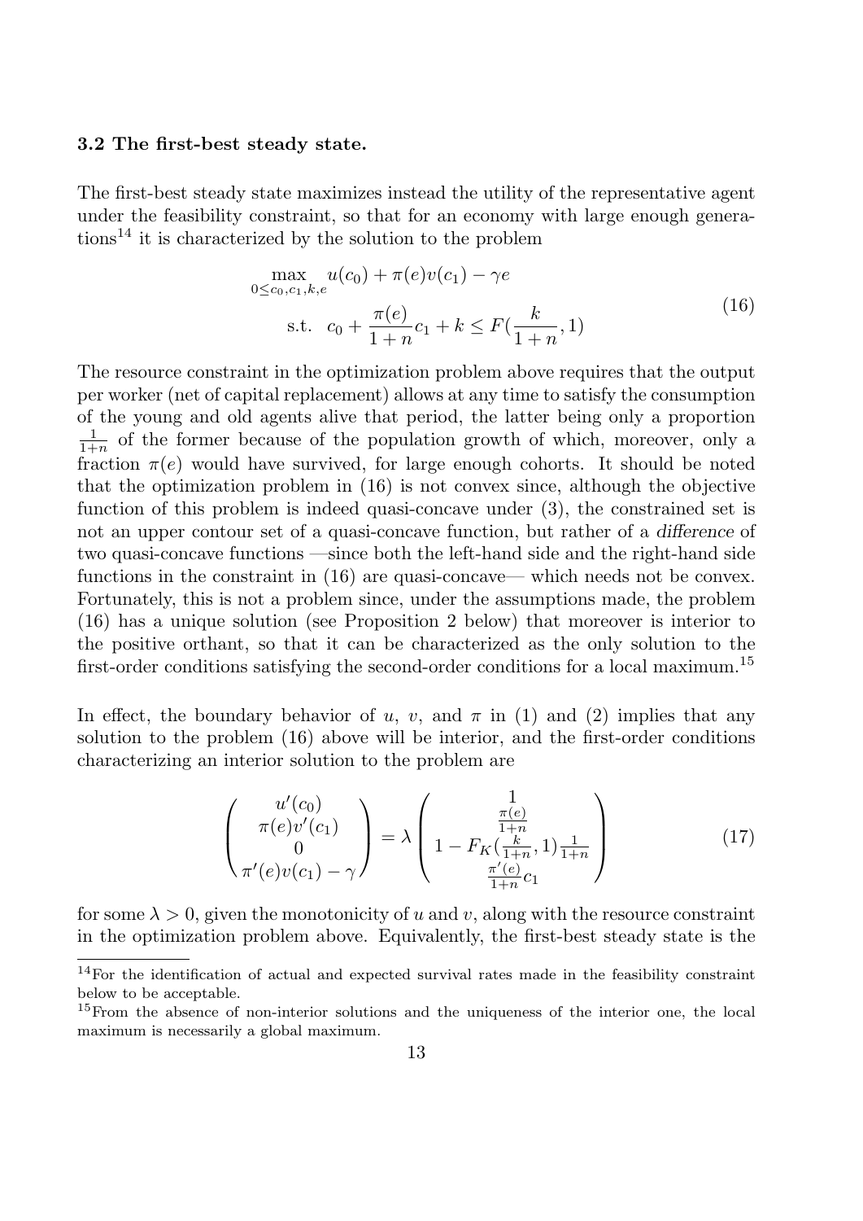### 3.2 The first-best steady state.

The first-best steady state maximizes instead the utility of the representative agent under the feasibility constraint, so that for an economy with large enough generations[14] it is characterized by the solution to the problem

$$
\begin{aligned}
\max_{0\leq c_0, c_1, k, e} \; & u(c_0) + \pi(e)v(c_1) - \gamma e \\
\text{s.t.} \;\; & c_0 + \frac{\pi(e)}{1+n}c_1 + k \leq F(\frac{k}{1+n}, 1)
\end{aligned}
\tag{16}
$$

The resource constraint in the optimization problem above requires that the output per worker (net of capital replacement) allows at any time to satisfy the consumption of the young and old agents alive that period, the latter being only a proportion $\frac{1}{1+n}$ of the former because of the population growth of which, moreover, only a fraction $\pi(e)$ would have survived, for large enough cohorts. It should be noted that the optimization problem in (16) is not convex since, although the objective function of this problem is indeed quasi-concave under (3), the constrained set is not an upper contour set of a quasi-concave function, but rather of a *difference* of two quasi-concave functions —since both the left-hand side and the right-hand side functions in the constraint in (16) are quasi-concave— which needs not be convex. Fortunately, this is not a problem since, under the assumptions made, the problem (16) has a unique solution (see Proposition 2 below) that moreover is interior to the positive orthant, so that it can be characterized as the only solution to the first-order conditions satisfying the second-order conditions for a local maximum.[15]

In effect, the boundary behavior of $u$, $v$, and $\pi$ in (1) and (2) implies that any solution to the problem (16) above will be interior, and the first-order conditions characterizing an interior solution to the problem are

$$
\begin{pmatrix} u'(c_0) \\ \pi(e)v'(c_1) \\ 0 \\ \pi'(e)v(c_1) - \gamma \end{pmatrix} = \lambda \begin{pmatrix} 1 \\ \frac{\pi(e)}{1+n} \\ 1 - F_K(\frac{k}{1+n}, 1)\frac{1}{1+n} \\ \frac{\pi'(e)}{1+n}c_1 \end{pmatrix}
\tag{17}
$$

for some $\lambda > 0$, given the monotonicity of $u$ and $v$, along with the resource constraint in the optimization problem above. Equivalently, the first-best steady state is the

[14] For the identification of actual and expected survival rates made in the feasibility constraint below to be acceptable.

[15] From the absence of non-interior solutions and the uniqueness of the interior one, the local maximum is necessarily a global maximum.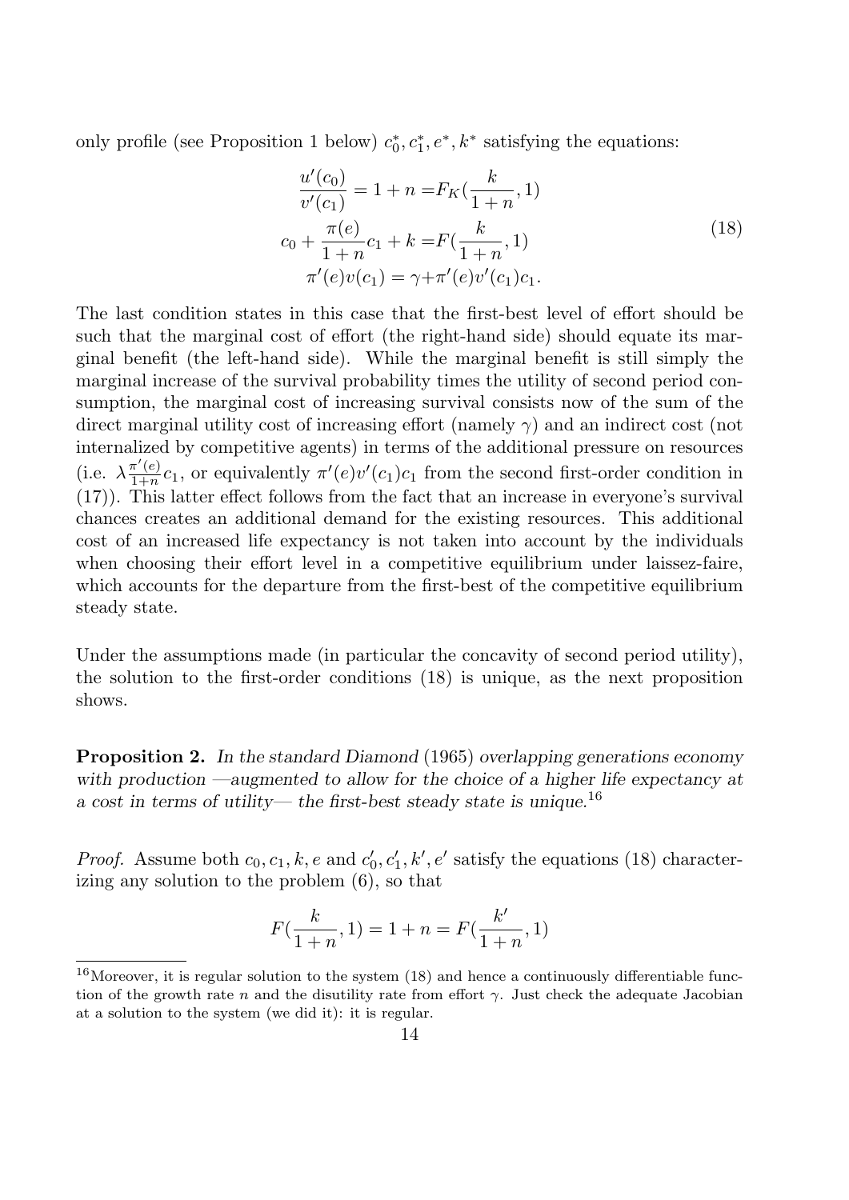only profile (see Proposition 1 below) $c_0^*, c_1^*, e^*, k^*$ satisfying the equations:

$$\begin{aligned}
\frac{u'(c_0)}{v'(c_1)} = 1 + n = & F_K(\frac{k}{1+n}, 1) \\
c_0 + \frac{\pi(e)}{1+n} c_1 + k = & F(\frac{k}{1+n}, 1) \\
\pi'(e) v(c_1) = \gamma + & \pi'(e) v'(c_1) c_1.
\end{aligned} \tag{18}$$

The last condition states in this case that the first-best level of effort should be such that the marginal cost of effort (the right-hand side) should equate its marginal benefit (the left-hand side). While the marginal benefit is still simply the marginal increase of the survival probability times the utility of second period consumption, the marginal cost of increasing survival consists now of the sum of the direct marginal utility cost of increasing effort (namely $\gamma$) and an indirect cost (not internalized by competitive agents) in terms of the additional pressure on resources (i.e. $\lambda \frac{\pi'(e)}{1+n} c_1$, or equivalently $\pi'(e) v'(c_1) c_1$ from the second first-order condition in (17)). This latter effect follows from the fact that an increase in everyone's survival chances creates an additional demand for the existing resources. This additional cost of an increased life expectancy is not taken into account by the individuals when choosing their effort level in a competitive equilibrium under laissez-faire, which accounts for the departure from the first-best of the competitive equilibrium steady state.

Under the assumptions made (in particular the concavity of second period utility), the solution to the first-order conditions (18) is unique, as the next proposition shows.

**Proposition 2.** *In the standard Diamond (1965) overlapping generations economy with production —augmented to allow for the choice of a higher life expectancy at a cost in terms of utility— the first-best steady state is unique.*[16]

*Proof.* Assume both $c_0, c_1, k, e$ and $c_0', c_1', k', e'$ satisfy the equations (18) characterizing any solution to the problem (6), so that

$$F(\frac{k}{1+n}, 1) = 1 + n = F(\frac{k'}{1+n}, 1)$$

[16] Moreover, it is regular solution to the system (18) and hence a continuously differentiable function of the growth rate $n$ and the disutility rate from effort $\gamma$. Just check the adequate Jacobian at a solution to the system (we did it): it is regular.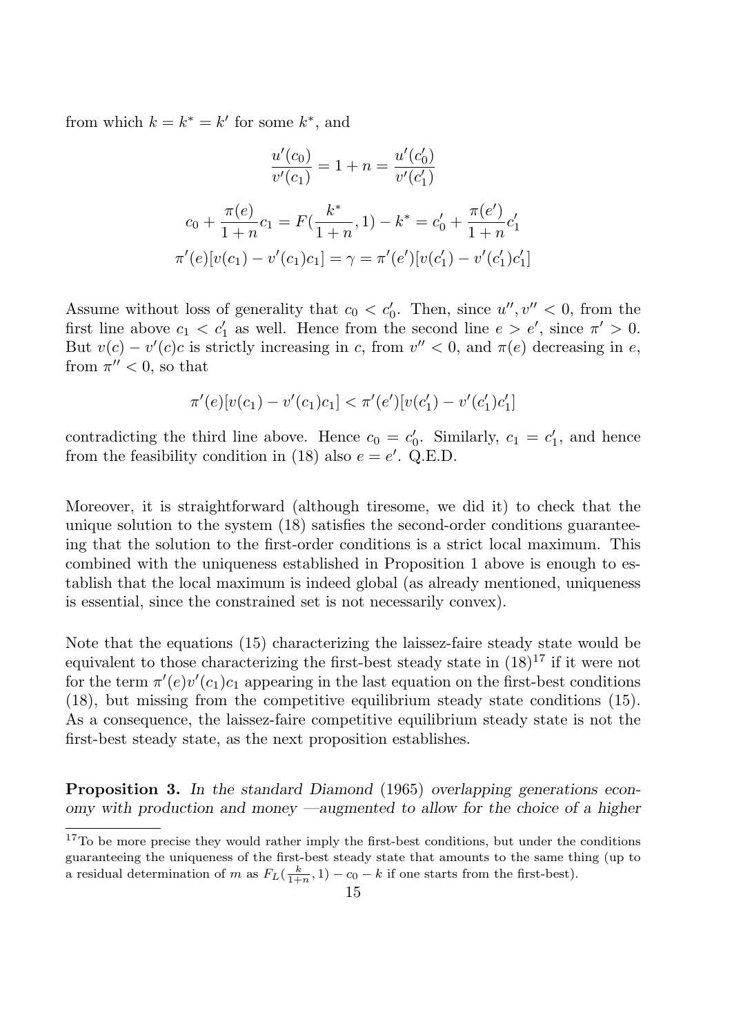from which $k = k^* = k'$ for some $k^*$, and

$$\frac{u'(c_0)}{v'(c_1)} = 1 + n = \frac{u'(c_0')}{v'(c_1')}$$

$$c_0 + \frac{\pi(e)}{1+n} c_1 = F(\frac{k^*}{1+n}, 1) - k^* = c_0' + \frac{\pi(e')}{1+n} c_1'$$

$$\pi'(e)[v(c_1) - v'(c_1)c_1] = \gamma = \pi'(e')[v(c_1') - v'(c_1')c_1']$$

Assume without loss of generality that $c_0 < c_0'$. Then, since $u'', v'' < 0$, from the first line above $c_1 < c_1'$ as well. Hence from the second line $e > e'$, since $\pi' > 0$. But $v(c) - v'(c)c$ is strictly increasing in $c$, from $v'' < 0$, and $\pi(e)$ decreasing in $e$, from $\pi'' < 0$, so that

$$\pi'(e)[v(c_1) - v'(c_1)c_1] < \pi'(e')[v(c_1') - v'(c_1')c_1']$$

contradicting the third line above. Hence $c_0 = c_0'$. Similarly, $c_1 = c_1'$, and hence from the feasibility condition in (18) also $e = e'$. Q.E.D.

Moreover, it is straightforward (although tiresome, we did it) to check that the unique solution to the system (18) satisfies the second-order conditions guaranteeing that the solution to the first-order conditions is a strict local maximum. This combined with the uniqueness established in Proposition 1 above is enough to establish that the local maximum is indeed global (as already mentioned, uniqueness is essential, since the constrained set is not necessarily convex).

Note that the equations (15) characterizing the laissez-faire steady state would be equivalent to those characterizing the first-best steady state in (18)[17] if it were not for the term $\pi'(e)v'(c_1)c_1$ appearing in the last equation on the first-best conditions (18), but missing from the competitive equilibrium steady state conditions (15). As a consequence, the laissez-faire competitive equilibrium steady state is not the first-best steady state, as the next proposition establishes.

**Proposition 3.** *In the standard Diamond (1965) overlapping generations economy with production and money —augmented to allow for the choice of a higher*

[17] To be more precise they would rather imply the first-best conditions, but under the conditions guaranteeing the uniqueness of the first-best steady state that amounts to the same thing (up to a residual determination of $m$ as $F_L(\frac{k}{1+n}, 1) - c_0 - k$ if one starts from the first-best).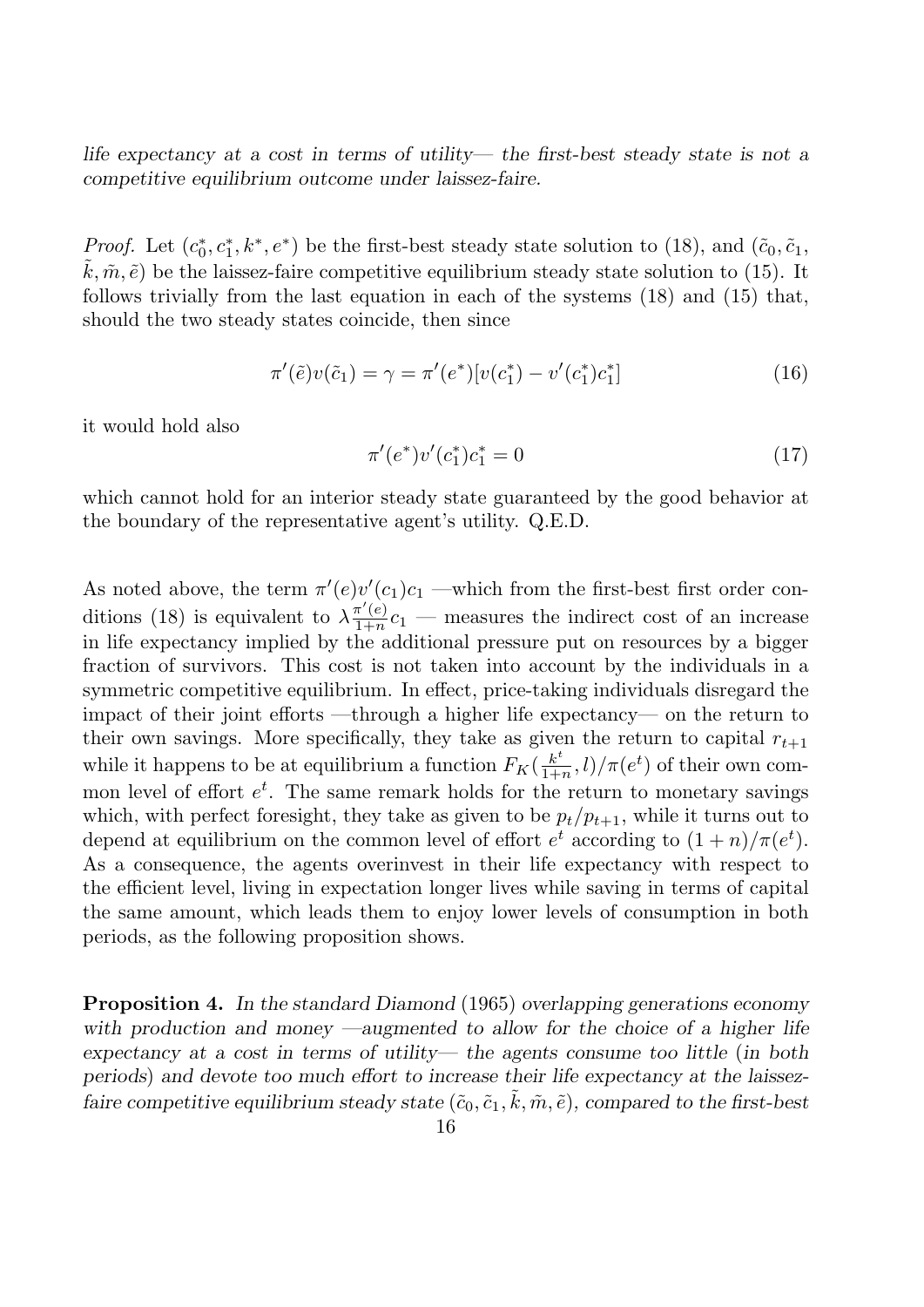*life expectancy at a cost in terms of utility— the first-best steady state is not a competitive equilibrium outcome under laissez-faire.*

*Proof.* Let $(c_0^*, c_1^*, k^*, e^*)$ be the first-best steady state solution to (18), and $(\tilde{c}_0, \tilde{c}_1, \tilde{k}, \tilde{m}, \tilde{e})$ be the laissez-faire competitive equilibrium steady state solution to (15). It follows trivially from the last equation in each of the systems (18) and (15) that, should the two steady states coincide, then since

$$\pi'(\tilde{e})v(\tilde{c}_1) = \gamma = \pi'(e^*)[v(c_1^*) - v'(c_1^*)c_1^*] \tag{16}$$

it would hold also

$$\pi'(e^*)v'(c_1^*)c_1^* = 0 \tag{17}$$

which cannot hold for an interior steady state guaranteed by the good behavior at the boundary of the representative agent's utility. Q.E.D.

As noted above, the term $\pi'(e)v'(c_1)c_1$ —which from the first-best first order conditions (18) is equivalent to $\lambda \frac{\pi'(e)}{1+n} c_1$ — measures the indirect cost of an increase in life expectancy implied by the additional pressure put on resources by a bigger fraction of survivors. This cost is not taken into account by the individuals in a symmetric competitive equilibrium. In effect, price-taking individuals disregard the impact of their joint efforts —through a higher life expectancy— on the return to their own savings. More specifically, they take as given the return to capital $r_{t+1}$ while it happens to be at equilibrium a function $F_K(\frac{k^t}{1+n}, l)/\pi(e^t)$ of their own common level of effort $e^t$. The same remark holds for the return to monetary savings which, with perfect foresight, they take as given to be $p_t/p_{t+1}$, while it turns out to depend at equilibrium on the common level of effort $e^t$ according to $(1+n)/\pi(e^t)$. As a consequence, the agents overinvest in their life expectancy with respect to the efficient level, living in expectation longer lives while saving in terms of capital the same amount, which leads them to enjoy lower levels of consumption in both periods, as the following proposition shows.

**Proposition 4.** *In the standard Diamond (1965) overlapping generations economy with production and money —augmented to allow for the choice of a higher life expectancy at a cost in terms of utility— the agents consume too little (in both periods) and devote too much effort to increase their life expectancy at the laissez-faire competitive equilibrium steady state $(\tilde{c}_0, \tilde{c}_1, \tilde{k}, \tilde{m}, \tilde{e})$, compared to the first-best*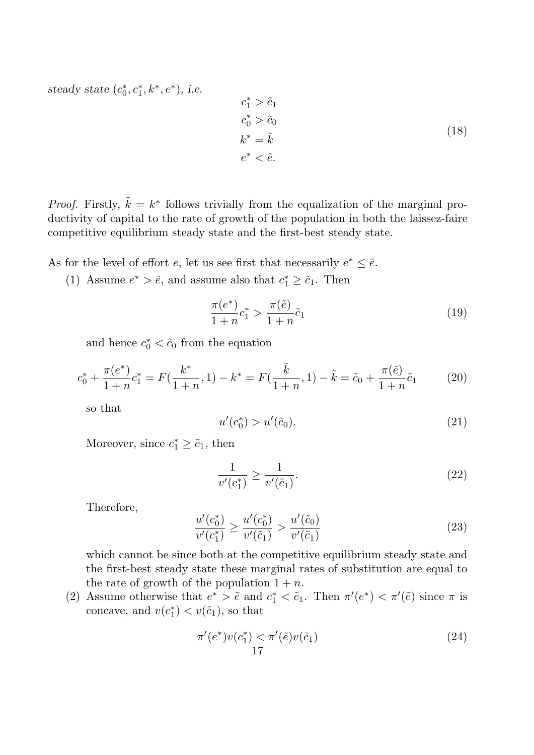*steady state* $(c_0^*, c_1^*, k^*, e^*)$, *i.e.*

$$\begin{aligned} c_1^* &> \tilde{c}_1 \\ c_0^* &> \tilde{c}_0 \\ k^* &= \tilde{k} \\ e^* &< \tilde{e}. \end{aligned} \tag{18}$$

*Proof.* Firstly, $\tilde{k} = k^*$ follows trivially from the equalization of the marginal productivity of capital to the rate of growth of the population in both the laissez-faire competitive equilibrium steady state and the first-best steady state.

As for the level of effort $e$, let us see first that necessarily $e^* \leq \tilde{e}$.

(1) Assume $e^* > \tilde{e}$, and assume also that $c_1^* \geq \tilde{c}_1$. Then

$$\frac{\pi(e^*)}{1+n} c_1^* > \frac{\pi(\tilde{e})}{1+n} \tilde{c}_1 \tag{19}$$

and hence $c_0^* < \tilde{c}_0$ from the equation

$$c_0^* + \frac{\pi(e^*)}{1+n} c_1^* = F(\frac{k^*}{1+n}, 1) - k^* = F(\frac{\tilde{k}}{1+n}, 1) - \tilde{k} = \tilde{c}_0 + \frac{\pi(\tilde{e})}{1+n} \tilde{c}_1 \tag{20}$$

so that

$$u'(c_0^*) > u'(\tilde{c}_0). \tag{21}$$

Moreover, since $c_1^* \geq \tilde{c}_1$, then

$$\frac{1}{v'(c_1^*)} \geq \frac{1}{v'(\tilde{c}_1)}. \tag{22}$$

Therefore,

$$\frac{u'(c_0^*)}{v'(c_1^*)} \geq \frac{u'(c_0^*)}{v'(\tilde{c}_1)} > \frac{u'(\tilde{c}_0)}{v'(\tilde{c}_1)} \tag{23}$$

which cannot be since both at the competitive equilibrium steady state and the first-best steady state these marginal rates of substitution are equal to the rate of growth of the population $1 + n$.

(2) Assume otherwise that $e^* > \tilde{e}$ and $c_1^* < \tilde{c}_1$. Then $\pi'(e^*) < \pi'(\tilde{e})$ since $\pi$ is concave, and $v(c_1^*) < v(\tilde{c}_1)$, so that

$$\pi'(e^*) v(c_1^*) < \pi'(\tilde{e}) v(\tilde{c}_1) \tag{24}$$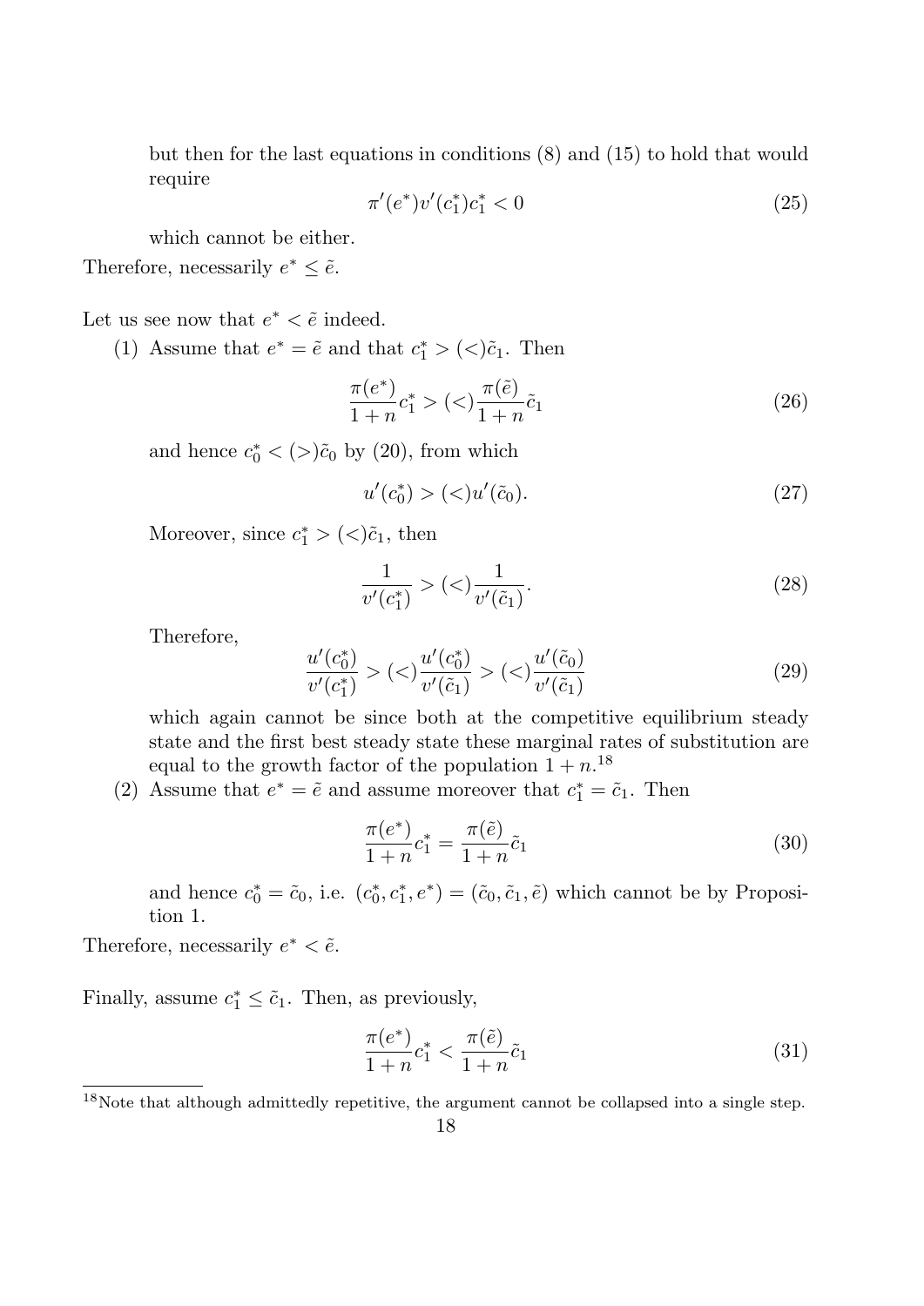but then for the last equations in conditions (8) and (15) to hold that would require

$$\pi'(e^*)v'(c_1^*)c_1^* < 0 \tag{25}$$

which cannot be either.

Therefore, necessarily $e^* \leq \tilde{e}$.

Let us see now that $e^* < \tilde{e}$ indeed.

(1) Assume that $e^* = \tilde{e}$ and that $c_1^* > (<)\tilde{c}_1$. Then

$$\frac{\pi(e^*)}{1+n}c_1^* > (<)\frac{\pi(\tilde{e})}{1+n}\tilde{c}_1 \tag{26}$$

and hence $c_0^* < (>)\tilde{c}_0$ by (20), from which

$$u'(c_0^*) > (<)u'(\tilde{c}_0). \tag{27}$$

Moreover, since $c_1^* > (<)\tilde{c}_1$, then

$$\frac{1}{v'(c_1^*)} > (<)\frac{1}{v'(\tilde{c}_1)}. \tag{28}$$

Therefore,

$$\frac{u'(c_0^*)}{v'(c_1^*)} > (<)\frac{u'(c_0^*)}{v'(\tilde{c}_1)} > (<)\frac{u'(\tilde{c}_0)}{v'(\tilde{c}_1)} \tag{29}$$

which again cannot be since both at the competitive equilibrium steady state and the first best steady state these marginal rates of substitution are equal to the growth factor of the population $1+n$.[18]

(2) Assume that $e^* = \tilde{e}$ and assume moreover that $c_1^* = \tilde{c}_1$. Then

$$\frac{\pi(e^*)}{1+n}c_1^* = \frac{\pi(\tilde{e})}{1+n}\tilde{c}_1 \tag{30}$$

and hence $c_0^* = \tilde{c}_0$, i.e. $(c_0^*, c_1^*, e^*) = (\tilde{c}_0, \tilde{c}_1, \tilde{e})$ which cannot be by Proposition 1.

Therefore, necessarily $e^* < \tilde{e}$.

Finally, assume $c_1^* \leq \tilde{c}_1$. Then, as previously,

$$\frac{\pi(e^*)}{1+n}c_1^* < \frac{\pi(\tilde{e})}{1+n}\tilde{c}_1 \tag{31}$$

[18] Note that although admittedly repetitive, the argument cannot be collapsed into a single step.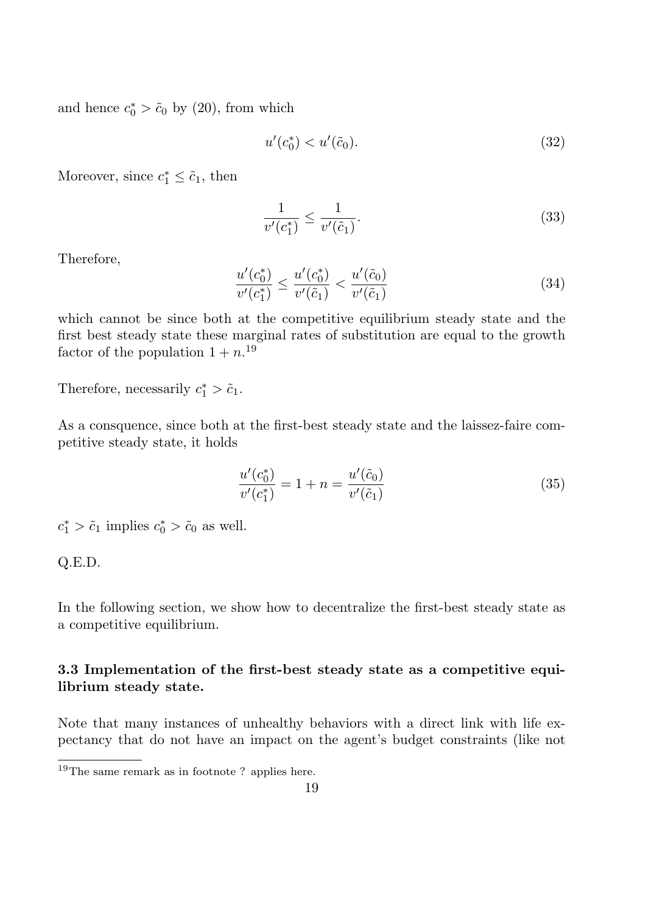and hence $c_0^* > \tilde{c}_0$ by (20), from which

$$u'(c_0^*) < u'(\tilde{c}_0). \tag{32}$$

Moreover, since $c_1^* \leq \tilde{c}_1$, then

$$\frac{1}{v'(c_1^*)} \leq \frac{1}{v'(\tilde{c}_1)}. \tag{33}$$

Therefore,

$$\frac{u'(c_0^*)}{v'(c_1^*)} \leq \frac{u'(c_0^*)}{v'(\tilde{c}_1)} < \frac{u'(\tilde{c}_0)}{v'(\tilde{c}_1)} \tag{34}$$

which cannot be since both at the competitive equilibrium steady state and the first best steady state these marginal rates of substitution are equal to the growth factor of the population $1+n$.[19]

Therefore, necessarily $c_1^* > \tilde{c}_1$.

As a consquence, since both at the first-best steady state and the laissez-faire competitive steady state, it holds

$$\frac{u'(c_0^*)}{v'(c_1^*)} = 1 + n = \frac{u'(\tilde{c}_0)}{v'(\tilde{c}_1)} \tag{35}$$

$c_1^* > \tilde{c}_1$ implies $c_0^* > \tilde{c}_0$ as well.

Q.E.D.

In the following section, we show how to decentralize the first-best steady state as a competitive equilibrium.

### 3.3 Implementation of the first-best steady state as a competitive equilibrium steady state.

Note that many instances of unhealthy behaviors with a direct link with life expectancy that do not have an impact on the agent's budget constraints (like not

[19]The same remark as in footnote ? applies here.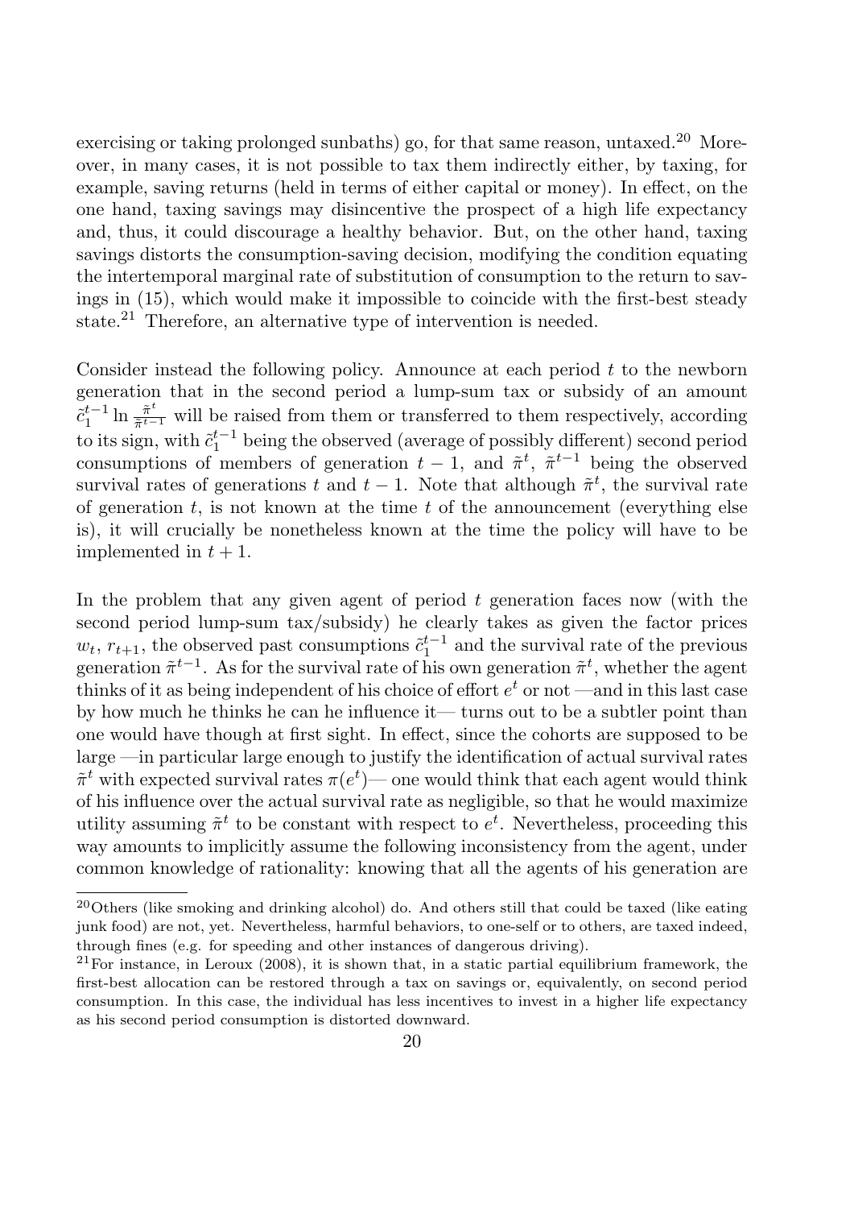exercising or taking prolonged sunbaths) go, for that same reason, untaxed.[20] Moreover, in many cases, it is not possible to tax them indirectly either, by taxing, for example, saving returns (held in terms of either capital or money). In effect, on the one hand, taxing savings may disincentive the prospect of a high life expectancy and, thus, it could discourage a healthy behavior. But, on the other hand, taxing savings distorts the consumption-saving decision, modifying the condition equating the intertemporal marginal rate of substitution of consumption to the return to savings in (15), which would make it impossible to coincide with the first-best steady state.[21] Therefore, an alternative type of intervention is needed.

Consider instead the following policy. Announce at each period $t$ to the newborn generation that in the second period a lump-sum tax or subsidy of an amount $\tilde{c}_1^{t-1} \ln \frac{\tilde{\pi}^t}{\tilde{\pi}^{t-1}}$ will be raised from them or transferred to them respectively, according to its sign, with $\tilde{c}_1^{t-1}$ being the observed (average of possibly different) second period consumptions of members of generation $t-1$, and $\tilde{\pi}^t$, $\tilde{\pi}^{t-1}$ being the observed survival rates of generations $t$ and $t-1$. Note that although $\tilde{\pi}^t$, the survival rate of generation $t$, is not known at the time $t$ of the announcement (everything else is), it will crucially be nonetheless known at the time the policy will have to be implemented in $t+1$.

In the problem that any given agent of period $t$ generation faces now (with the second period lump-sum tax/subsidy) he clearly takes as given the factor prices $w_t$, $r_{t+1}$, the observed past consumptions $\tilde{c}_1^{t-1}$ and the survival rate of the previous generation $\tilde{\pi}^{t-1}$. As for the survival rate of his own generation $\tilde{\pi}^t$, whether the agent thinks of it as being independent of his choice of effort $e^t$ or not —and in this last case by how much he thinks he can he influence it— turns out to be a subtler point than one would have though at first sight. In effect, since the cohorts are supposed to be large —in particular large enough to justify the identification of actual survival rates $\tilde{\pi}^t$ with expected survival rates $\pi(e^t)$— one would think that each agent would think of his influence over the actual survival rate as negligible, so that he would maximize utility assuming $\tilde{\pi}^t$ to be constant with respect to $e^t$. Nevertheless, proceeding this way amounts to implicitly assume the following inconsistency from the agent, under common knowledge of rationality: knowing that all the agents of his generation are

[20] Others (like smoking and drinking alcohol) do. And others still that could be taxed (like eating junk food) are not, yet. Nevertheless, harmful behaviors, to one-self or to others, are taxed indeed, through fines (e.g. for speeding and other instances of dangerous driving).

[21] For instance, in Leroux (2008), it is shown that, in a static partial equilibrium framework, the first-best allocation can be restored through a tax on savings or, equivalently, on second period consumption. In this case, the individual has less incentives to invest in a higher life expectancy as his second period consumption is distorted downward.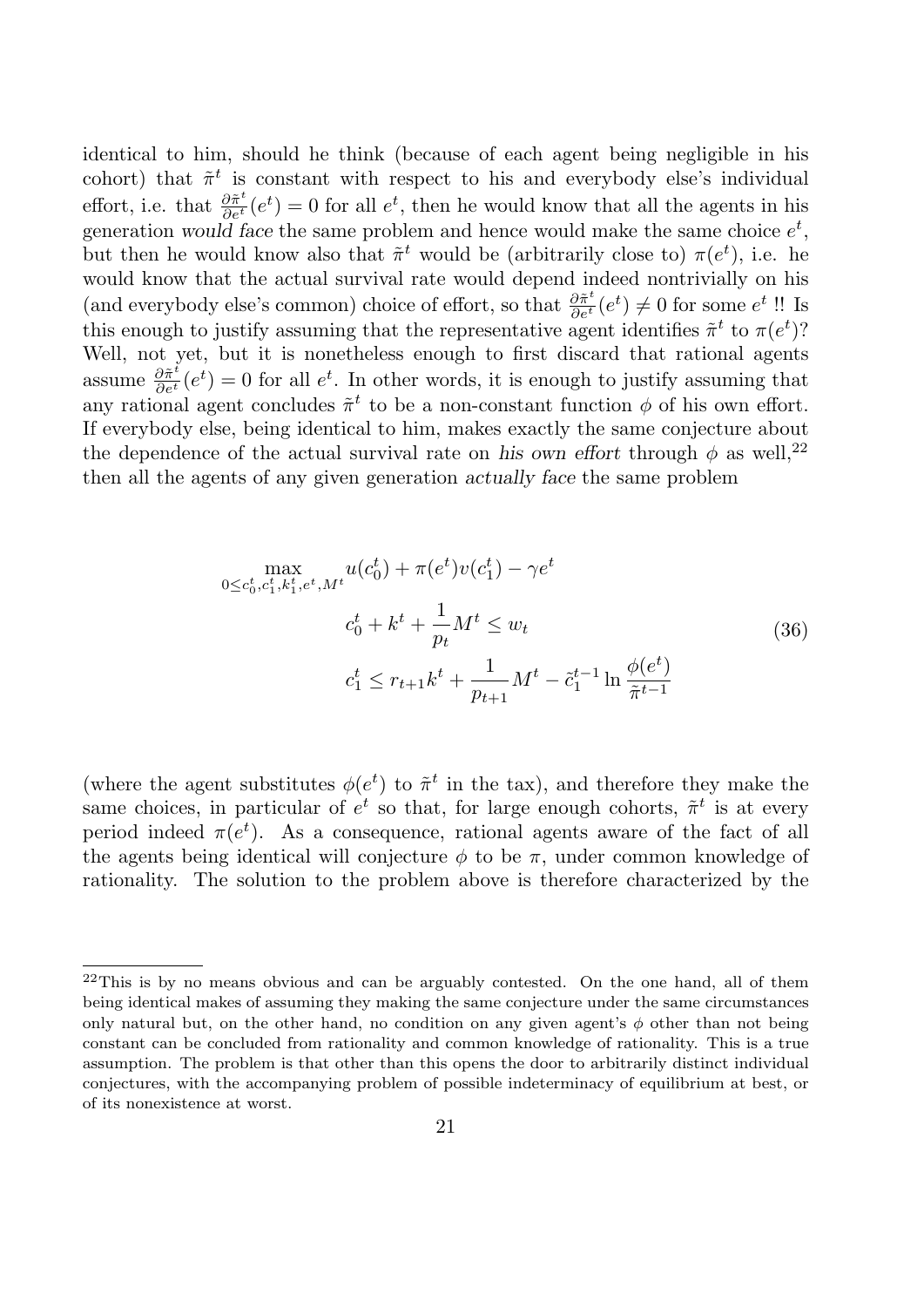identical to him, should he think (because of each agent being negligible in his cohort) that $\tilde{\pi}^t$ is constant with respect to his and everybody else's individual effort, i.e. that $\frac{\partial \tilde{\pi}^t}{\partial e^t}(e^t) = 0$ for all $e^t$, then he would know that all the agents in his generation *would face* the same problem and hence would make the same choice $e^t$, but then he would know also that $\tilde{\pi}^t$ would be (arbitrarily close to) $\pi(e^t)$, i.e. he would know that the actual survival rate would depend indeed nontrivially on his (and everybody else's common) choice of effort, so that $\frac{\partial \tilde{\pi}^t}{\partial e^t}(e^t) \neq 0$ for some $e^t$ !! Is this enough to justify assuming that the representative agent identifies $\tilde{\pi}^t$ to $\pi(e^t)$? Well, not yet, but it is nonetheless enough to first discard that rational agents assume $\frac{\partial \tilde{\pi}^t}{\partial e^t}(e^t) = 0$ for all $e^t$. In other words, it is enough to justify assuming that any rational agent concludes $\tilde{\pi}^t$ to be a non-constant function $\phi$ of his own effort. If everybody else, being identical to him, makes exactly the same conjecture about the dependence of the actual survival rate on *his own effort* through $\phi$ as well,[22] then all the agents of any given generation *actually face* the same problem

$$
\begin{aligned}
\max_{0 \leq c_0^t, c_1^t, k_1^t, e^t, M^t} \; & u(c_0^t) + \pi(e^t) v(c_1^t) - \gamma e^t \\
& c_0^t + k^t + \frac{1}{p_t} M^t \leq w_t \\
& c_1^t \leq r_{t+1} k^t + \frac{1}{p_{t+1}} M^t - \tilde{c}_1^{t-1} \ln \frac{\phi(e^t)}{\tilde{\pi}^{t-1}}
\end{aligned}
\tag{36}
$$

(where the agent substitutes $\phi(e^t)$ to $\tilde{\pi}^t$ in the tax), and therefore they make the same choices, in particular of $e^t$ so that, for large enough cohorts, $\tilde{\pi}^t$ is at every period indeed $\pi(e^t)$. As a consequence, rational agents aware of the fact of all the agents being identical will conjecture $\phi$ to be $\pi$, under common knowledge of rationality. The solution to the problem above is therefore characterized by the

[22] This is by no means obvious and can be arguably contested. On the one hand, all of them being identical makes of assuming they making the same conjecture under the same circumstances only natural but, on the other hand, no condition on any given agent's $\phi$ other than not being constant can be concluded from rationality and common knowledge of rationality. This is a true assumption. The problem is that other than this opens the door to arbitrarily distinct individual conjectures, with the accompanying problem of possible indeterminacy of equilibrium at best, or of its nonexistence at worst.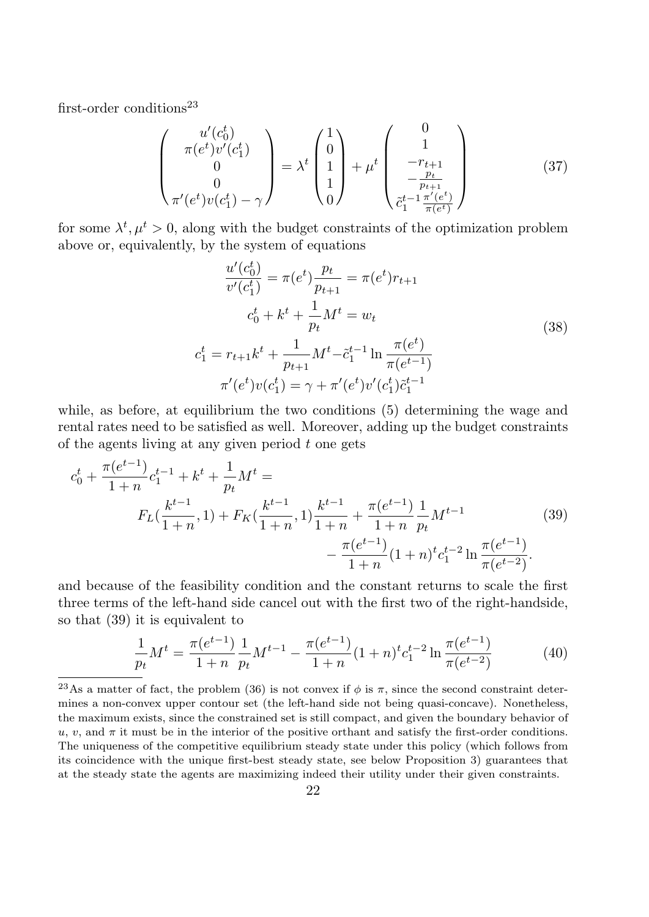first-order conditions[23]

$$\begin{pmatrix} u'(c_0^t) \\ \pi(e^t)v'(c_1^t) \\ 0 \\ 0 \\ \pi'(e^t)v(c_1^t) - \gamma \end{pmatrix} = \lambda^t \begin{pmatrix} 1 \\ 0 \\ 1 \\ 1 \\ 0 \end{pmatrix} + \mu^t \begin{pmatrix} 0 \\ 1 \\ -r_{t+1} \\ -\frac{p_t}{p_{t+1}} \\ \tilde{c}_1^{t-1}\frac{\pi'(e^t)}{\pi(e^t)} \end{pmatrix} \tag{37}$$

for some $\lambda^t, \mu^t > 0$, along with the budget constraints of the optimization problem above or, equivalently, by the system of equations

$$\begin{aligned} \frac{u'(c_0^t)}{v'(c_1^t)} &= \pi(e^t)\frac{p_t}{p_{t+1}} = \pi(e^t) r_{t+1} \\ c_0^t + k^t + \frac{1}{p_t}M^t &= w_t \\ c_1^t = r_{t+1}k^t + \frac{1}{p_{t+1}}M^t &- \tilde{c}_1^{t-1}\ln\frac{\pi(e^t)}{\pi(e^{t-1})} \\ \pi'(e^t)v(c_1^t) &= \gamma + \pi'(e^t)v'(c_1^t)\tilde{c}_1^{t-1} \end{aligned} \tag{38}$$

while, as before, at equilibrium the two conditions (5) determining the wage and rental rates need to be satisfied as well. Moreover, adding up the budget constraints of the agents living at any given period $t$ one gets

$$\begin{aligned} c_0^t + \frac{\pi(e^{t-1})}{1+n}c_1^{t-1} + k^t + \frac{1}{p_t}M^t = \\ F_L(\frac{k^{t-1}}{1+n}, 1) + F_K(\frac{k^{t-1}}{1+n}, 1)\frac{k^{t-1}}{1+n} + \frac{\pi(e^{t-1})}{1+n}\frac{1}{p_t}M^{t-1} \\ - \frac{\pi(e^{t-1})}{1+n}(1+n)^t c_1^{t-2}\ln\frac{\pi(e^{t-1})}{\pi(e^{t-2})}. \end{aligned} \tag{39}$$

and because of the feasibility condition and the constant returns to scale the first three terms of the left-hand side cancel out with the first two of the right-handside, so that (39) it is equivalent to

$$\frac{1}{p_t}M^t = \frac{\pi(e^{t-1})}{1+n}\frac{1}{p_t}M^{t-1} - \frac{\pi(e^{t-1})}{1+n}(1+n)^t c_1^{t-2}\ln\frac{\pi(e^{t-1})}{\pi(e^{t-2})} \tag{40}$$

[23]As a matter of fact, the problem (36) is not convex if $\phi$ is $\pi$, since the second constraint determines a non-convex upper contour set (the left-hand side not being quasi-concave). Nonetheless, the maximum exists, since the constrained set is still compact, and given the boundary behavior of $u$, $v$, and $\pi$ it must be in the interior of the positive orthant and satisfy the first-order conditions. The uniqueness of the competitive equilibrium steady state under this policy (which follows from its coincidence with the unique first-best steady state, see below Proposition 3) guarantees that at the steady state the agents are maximizing indeed their utility under their given constraints.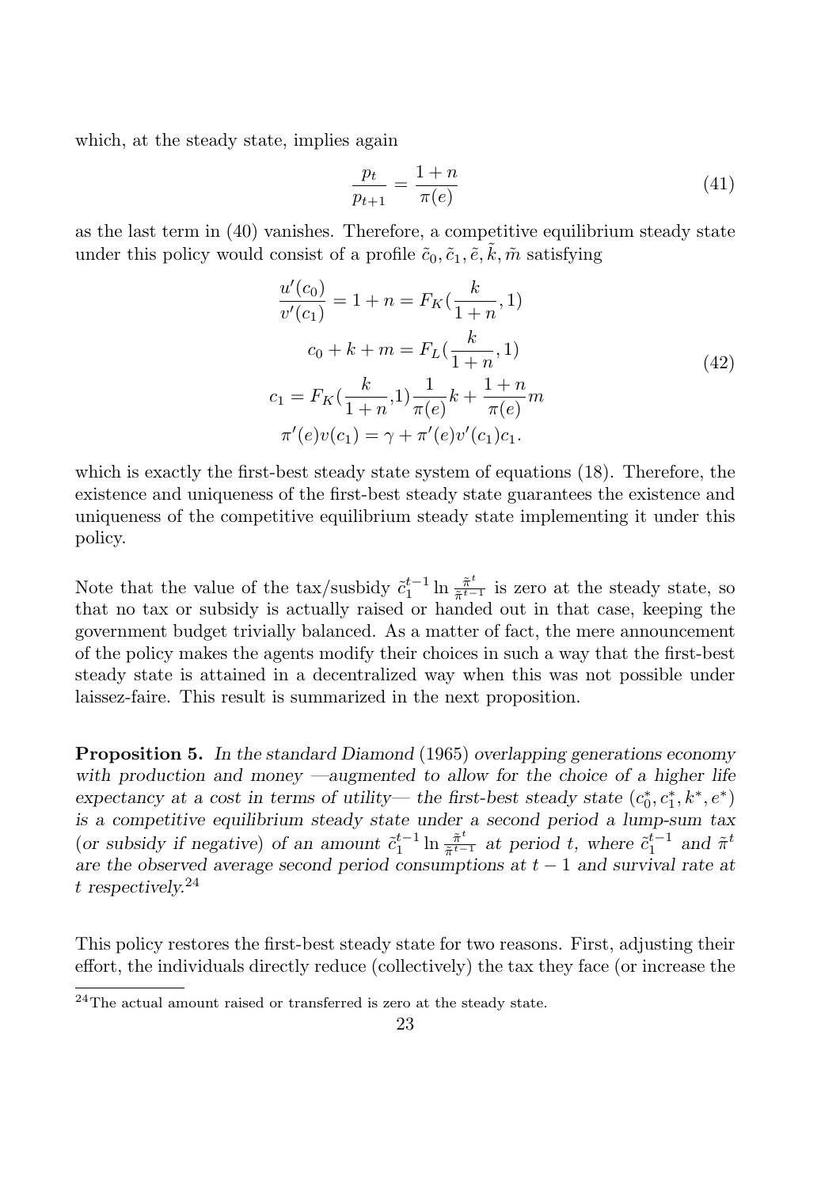which, at the steady state, implies again

$$\frac{p_t}{p_{t+1}} = \frac{1+n}{\pi(e)} \tag{41}$$

as the last term in (40) vanishes. Therefore, a competitive equilibrium steady state under this policy would consist of a profile $\tilde{c}_0, \tilde{c}_1, \tilde{e}, \tilde{k}, \tilde{m}$ satisfying

$$\begin{aligned} \frac{u'(c_0)}{v'(c_1)} &= 1+n = F_K(\frac{k}{1+n}, 1) \\ c_0 + k + m &= F_L(\frac{k}{1+n}, 1) \\ c_1 &= F_K(\frac{k}{1+n}, 1)\frac{1}{\pi(e)}k + \frac{1+n}{\pi(e)}m \\ \pi'(e)v(c_1) &= \gamma + \pi'(e)v'(c_1)c_1. \end{aligned} \tag{42}$$

which is exactly the first-best steady state system of equations (18). Therefore, the existence and uniqueness of the first-best steady state guarantees the existence and uniqueness of the competitive equilibrium steady state implementing it under this policy.

Note that the value of the tax/susbidy $\tilde{c}_1^{t-1} \ln \frac{\tilde{\pi}^t}{\tilde{\pi}^{t-1}}$ is zero at the steady state, so that no tax or subsidy is actually raised or handed out in that case, keeping the government budget trivially balanced. As a matter of fact, the mere announcement of the policy makes the agents modify their choices in such a way that the first-best steady state is attained in a decentralized way when this was not possible under laissez-faire. This result is summarized in the next proposition.

**Proposition 5.** *In the standard Diamond (1965) overlapping generations economy with production and money —augmented to allow for the choice of a higher life expectancy at a cost in terms of utility— the first-best steady state $(c_0^*, c_1^*, k^*, e^*)$ is a competitive equilibrium steady state under a second period a lump-sum tax (or subsidy if negative) of an amount $\tilde{c}_1^{t-1} \ln \frac{\tilde{\pi}^t}{\tilde{\pi}^{t-1}}$ at period $t$, where $\tilde{c}_1^{t-1}$ and $\tilde{\pi}^t$ are the observed average second period consumptions at $t-1$ and survival rate at $t$ respectively.*[24]

This policy restores the first-best steady state for two reasons. First, adjusting their effort, the individuals directly reduce (collectively) the tax they face (or increase the

[24] The actual amount raised or transferred is zero at the steady state.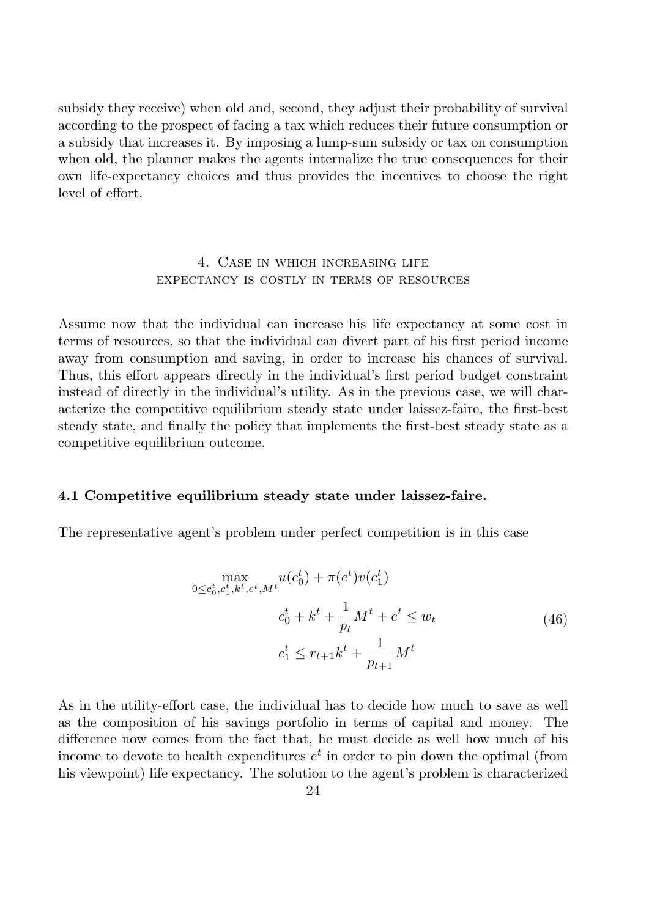subsidy they receive) when old and, second, they adjust their probability of survival according to the prospect of facing a tax which reduces their future consumption or a subsidy that increases it. By imposing a lump-sum subsidy or tax on consumption when old, the planner makes the agents internalize the true consequences for their own life-expectancy choices and thus provides the incentives to choose the right level of effort.

## 4. Case in which increasing life expectancy is costly in terms of resources

Assume now that the individual can increase his life expectancy at some cost in terms of resources, so that the individual can divert part of his first period income away from consumption and saving, in order to increase his chances of survival. Thus, this effort appears directly in the individual's first period budget constraint instead of directly in the individual's utility. As in the previous case, we will characterize the competitive equilibrium steady state under laissez-faire, the first-best steady state, and finally the policy that implements the first-best steady state as a competitive equilibrium outcome.

### 4.1 Competitive equilibrium steady state under laissez-faire.

The representative agent's problem under perfect competition is in this case

$$
\begin{aligned}
\max_{0 \leq c_0^t, c_1^t, k^t, e^t, M^t} \; & u(c_0^t) + \pi(e^t) v(c_1^t) \\
& c_0^t + k^t + \frac{1}{p_t} M^t + e^t \leq w_t \\
& c_1^t \leq r_{t+1} k^t + \frac{1}{p_{t+1}} M^t
\end{aligned}
\tag{46}
$$

As in the utility-effort case, the individual has to decide how much to save as well as the composition of his savings portfolio in terms of capital and money. The difference now comes from the fact that, he must decide as well how much of his income to devote to health expenditures $e^t$ in order to pin down the optimal (from his viewpoint) life expectancy. The solution to the agent's problem is characterized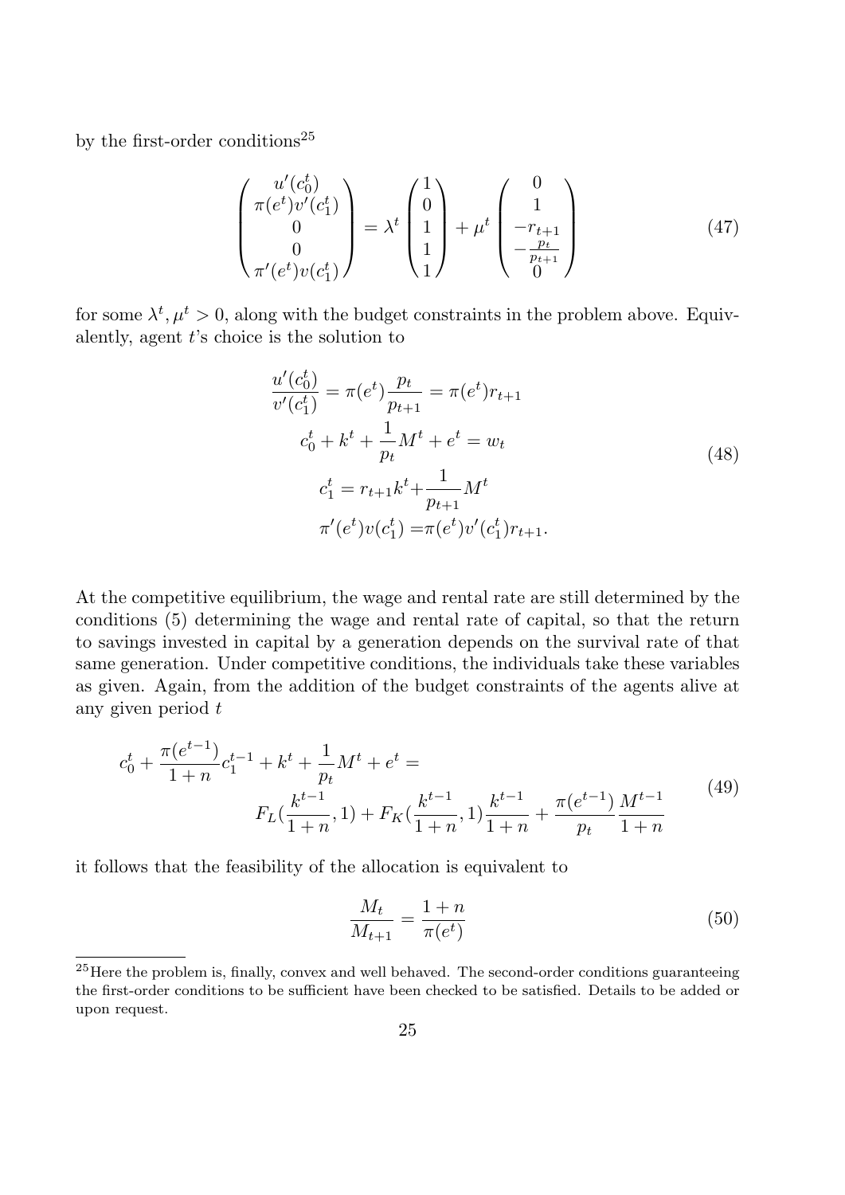by the first-order conditions[25]

$$
\begin{pmatrix} u'(c_0^t) \\ \pi(e^t)v'(c_1^t) \\ 0 \\ 0 \\ \pi'(e^t)v(c_1^t) \end{pmatrix} = \lambda^t \begin{pmatrix} 1 \\ 0 \\ 1 \\ 1 \\ 1 \end{pmatrix} + \mu^t \begin{pmatrix} 0 \\ 1 \\ -r_{t+1} \\ -\frac{p_t}{p_{t+1}} \\ 0 \end{pmatrix} \tag{47}
$$

for some $\lambda^t, \mu^t > 0$, along with the budget constraints in the problem above. Equivalently, agent $t$'s choice is the solution to

$$
\begin{aligned}
\frac{u'(c_0^t)}{v'(c_1^t)} &= \pi(e^t)\frac{p_t}{p_{t+1}} = \pi(e^t)r_{t+1} \\
c_0^t + k^t + \frac{1}{p_t}M^t + e^t &= w_t \\
c_1^t &= r_{t+1}k^t + \frac{1}{p_{t+1}}M^t \\
\pi'(e^t)v(c_1^t) &= \pi(e^t)v'(c_1^t)r_{t+1}.
\end{aligned} \tag{48}
$$

At the competitive equilibrium, the wage and rental rate are still determined by the conditions (5) determining the wage and rental rate of capital, so that the return to savings invested in capital by a generation depends on the survival rate of that same generation. Under competitive conditions, the individuals take these variables as given. Again, from the addition of the budget constraints of the agents alive at any given period $t$

$$
\begin{aligned}
c_0^t + \frac{\pi(e^{t-1})}{1+n}c_1^{t-1} + k^t + \frac{1}{p_t}M^t + e^t = \\
F_L(\frac{k^{t-1}}{1+n}, 1) + F_K(\frac{k^{t-1}}{1+n}, 1)\frac{k^{t-1}}{1+n} + \frac{\pi(e^{t-1})}{p_t}\frac{M^{t-1}}{1+n}
\end{aligned} \tag{49}
$$

it follows that the feasibility of the allocation is equivalent to

$$
\frac{M_t}{M_{t+1}} = \frac{1+n}{\pi(e^t)} \tag{50}
$$

[25] Here the problem is, finally, convex and well behaved. The second-order conditions guaranteeing the first-order conditions to be sufficient have been checked to be satisfied. Details to be added or upon request.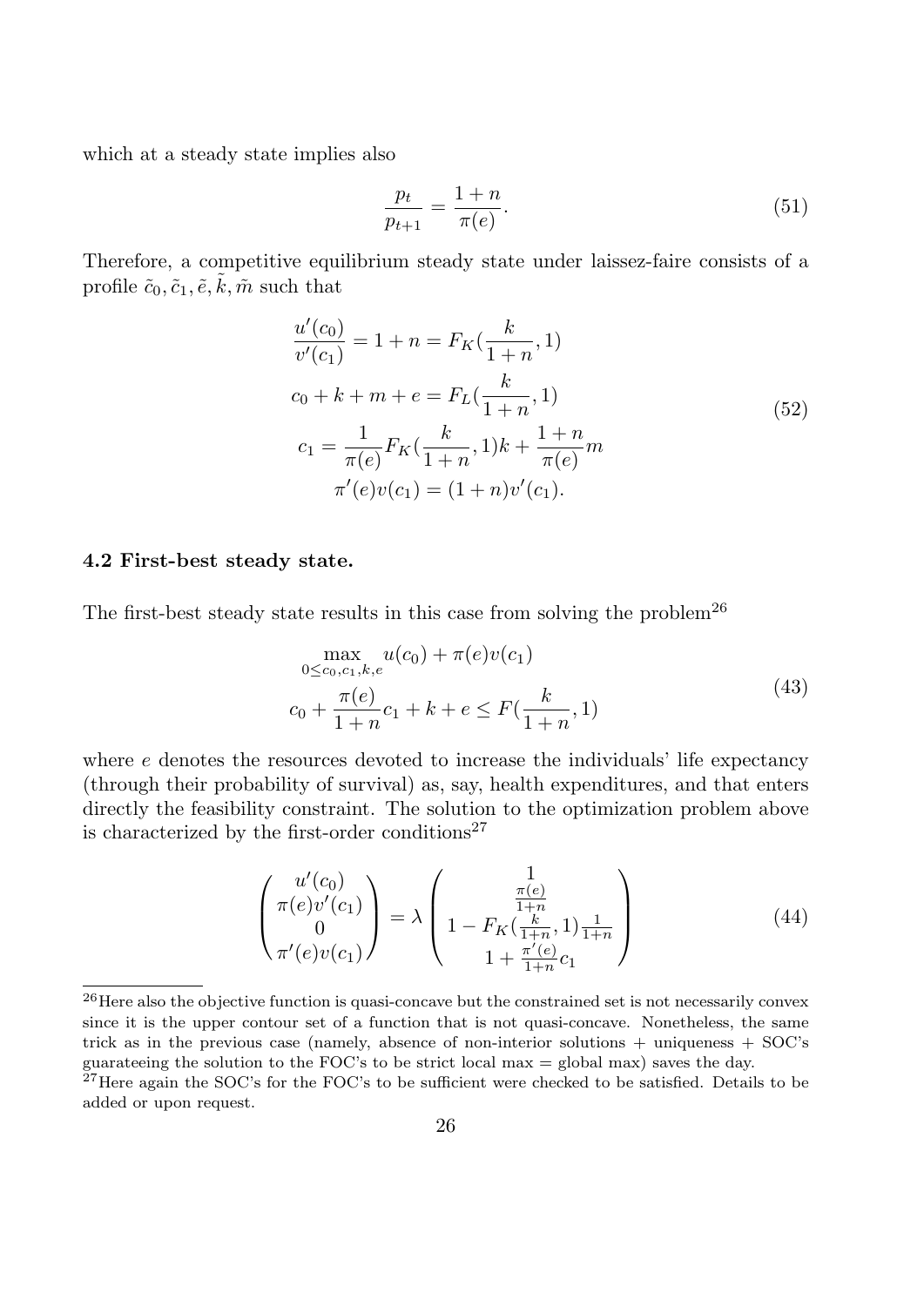which at a steady state implies also

$$\frac{p_t}{p_{t+1}} = \frac{1+n}{\pi(e)}. \tag{51}$$

Therefore, a competitive equilibrium steady state under laissez-faire consists of a profile $\tilde{c}_0, \tilde{c}_1, \tilde{e}, \tilde{k}, \tilde{m}$ such that

$$\begin{aligned}
\frac{u'(c_0)}{v'(c_1)} &= 1+n = F_K(\frac{k}{1+n}, 1) \\
c_0 + k + m + e &= F_L(\frac{k}{1+n}, 1) \\
c_1 &= \frac{1}{\pi(e)} F_K(\frac{k}{1+n}, 1)k + \frac{1+n}{\pi(e)} m \\
\pi'(e)v(c_1) &= (1+n)v'(c_1).
\end{aligned} \tag{52}$$

### 4.2 First-best steady state.

The first-best steady state results in this case from solving the problem[26]

$$\begin{gathered}
\max_{0 \leq c_0, c_1, k, e} u(c_0) + \pi(e)v(c_1) \\
c_0 + \frac{\pi(e)}{1+n} c_1 + k + e \leq F(\frac{k}{1+n}, 1)
\end{gathered} \tag{43}$$

where $e$ denotes the resources devoted to increase the individuals' life expectancy (through their probability of survival) as, say, health expenditures, and that enters directly the feasibility constraint. The solution to the optimization problem above is characterized by the first-order conditions[27]

$$\begin{pmatrix} u'(c_0) \\ \pi(e)v'(c_1) \\ 0 \\ \pi'(e)v(c_1) \end{pmatrix} = \lambda \begin{pmatrix} 1 \\ \frac{\pi(e)}{1+n} \\ 1 - F_K(\frac{k}{1+n}, 1)\frac{1}{1+n} \\ 1 + \frac{\pi'(e)}{1+n} c_1 \end{pmatrix} \tag{44}$$

---

[26] Here also the objective function is quasi-concave but the constrained set is not necessarily convex since it is the upper contour set of a function that is not quasi-concave. Nonetheless, the same trick as in the previous case (namely, absence of non-interior solutions + uniqueness + SOC's guarateeing the solution to the FOC's to be strict local max = global max) saves the day.

[27] Here again the SOC's for the FOC's to be sufficient were checked to be satisfied. Details to be added or upon request.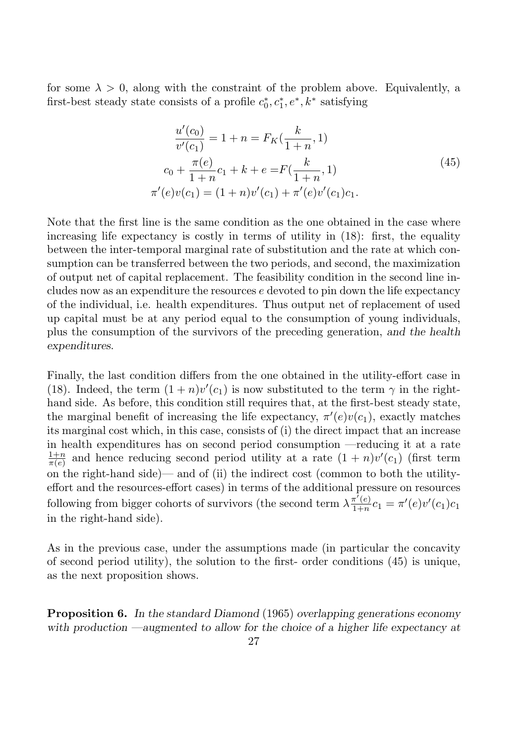for some $\lambda > 0$, along with the constraint of the problem above. Equivalently, a first-best steady state consists of a profile $c_0^*, c_1^*, e^*, k^*$ satisfying

$$
\begin{aligned}
\frac{u'(c_0)}{v'(c_1)} = 1+n &= F_K(\frac{k}{1+n}, 1) \\
c_0 + \frac{\pi(e)}{1+n} c_1 + k + e &= F(\frac{k}{1+n}, 1) \\
\pi'(e) v(c_1) = (1+n) v'(c_1) &+ \pi'(e) v'(c_1) c_1.
\end{aligned}
\tag{45}
$$

Note that the first line is the same condition as the one obtained in the case where increasing life expectancy is costly in terms of utility in (18): first, the equality between the inter-temporal marginal rate of substitution and the rate at which consumption can be transferred between the two periods, and second, the maximization of output net of capital replacement. The feasibility condition in the second line includes now as an expenditure the resources $e$ devoted to pin down the life expectancy of the individual, i.e. health expenditures. Thus output net of replacement of used up capital must be at any period equal to the consumption of young individuals, plus the consumption of the survivors of the preceding generation, *and the health expenditures*.

Finally, the last condition differs from the one obtained in the utility-effort case in (18). Indeed, the term $(1+n)v'(c_1)$ is now substituted to the term $\gamma$ in the right-hand side. As before, this condition still requires that, at the first-best steady state, the marginal benefit of increasing the life expectancy, $\pi'(e)v(c_1)$, exactly matches its marginal cost which, in this case, consists of (i) the direct impact that an increase in health expenditures has on second period consumption —reducing it at a rate $\frac{1+n}{\pi(e)}$ and hence reducing second period utility at a rate $(1+n)v'(c_1)$ (first term on the right-hand side)— and of (ii) the indirect cost (common to both the utility-effort and the resources-effort cases) in terms of the additional pressure on resources following from bigger cohorts of survivors (the second term $\lambda \frac{\pi'(e)}{1+n} c_1 = \pi'(e) v'(c_1) c_1$ in the right-hand side).

As in the previous case, under the assumptions made (in particular the concavity of second period utility), the solution to the first- order conditions (45) is unique, as the next proposition shows.

**Proposition 6.** *In the standard Diamond (1965) overlapping generations economy with production —augmented to allow for the choice of a higher life expectancy at*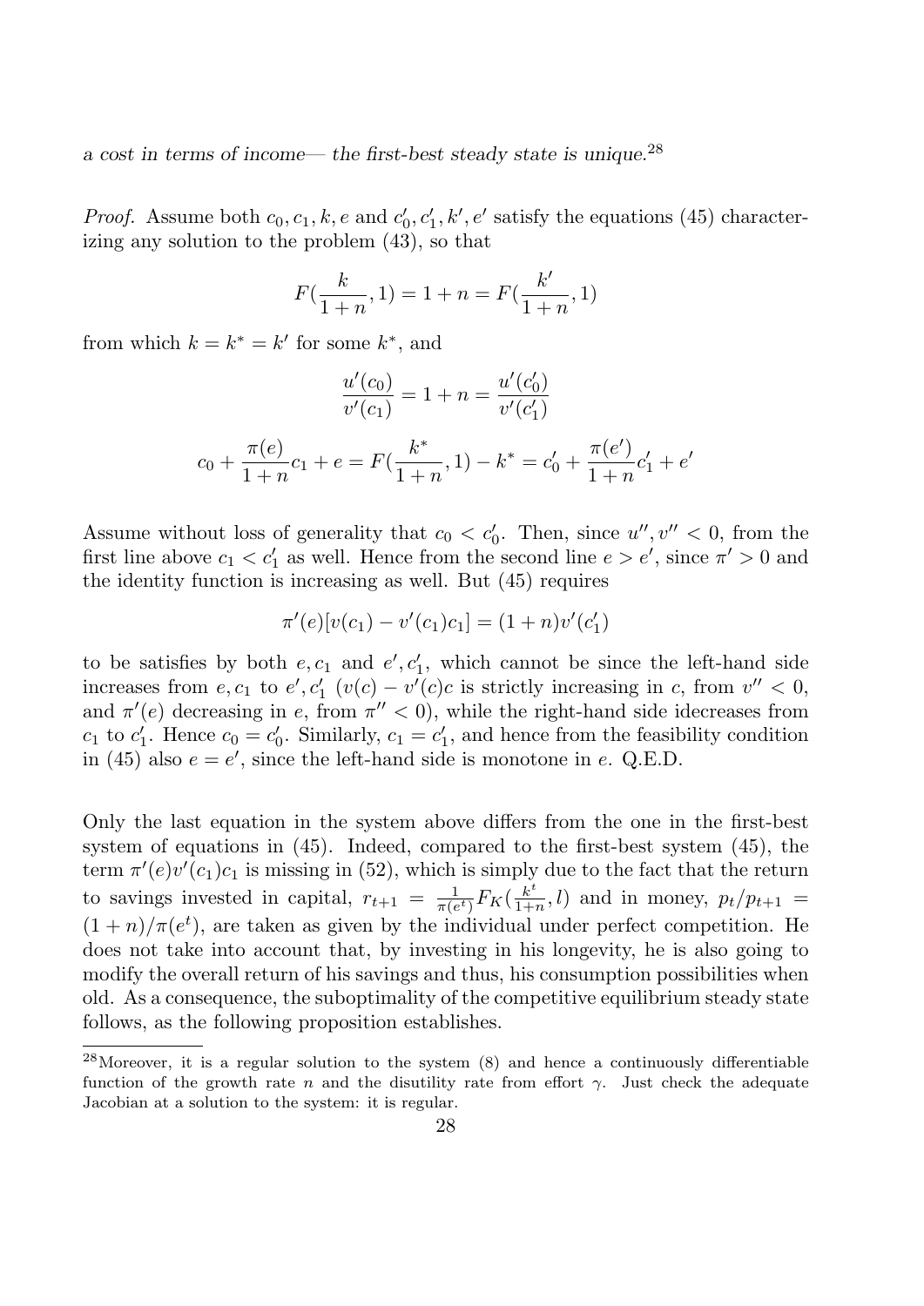*a cost in terms of income— the first-best steady state is unique.*[28]

*Proof.* Assume both $c_0, c_1, k, e$ and $c_0', c_1', k', e'$ satisfy the equations (45) characterizing any solution to the problem (43), so that

$$F(\frac{k}{1+n}, 1) = 1 + n = F(\frac{k'}{1+n}, 1)$$

from which $k = k^* = k'$ for some $k^*$, and

$$\frac{u'(c_0)}{v'(c_1)} = 1 + n = \frac{u'(c_0')}{v'(c_1')}$$

$$c_0 + \frac{\pi(e)}{1+n} c_1 + e = F(\frac{k^*}{1+n}, 1) - k^* = c_0' + \frac{\pi(e')}{1+n} c_1' + e'$$

Assume without loss of generality that $c_0 < c_0'$. Then, since $u'', v'' < 0$, from the first line above $c_1 < c_1'$ as well. Hence from the second line $e > e'$, since $\pi' > 0$ and the identity function is increasing as well. But (45) requires

$$\pi'(e)[v(c_1) - v'(c_1)c_1] = (1+n)v'(c_1')$$

to be satisfies by both $e, c_1$ and $e', c_1'$, which cannot be since the left-hand side increases from $e, c_1$ to $e', c_1'$ ($v(c) - v'(c)c$ is strictly increasing in $c$, from $v'' < 0$, and $\pi'(e)$ decreasing in $e$, from $\pi'' < 0$), while the right-hand side idecreases from $c_1$ to $c_1'$. Hence $c_0 = c_0'$. Similarly, $c_1 = c_1'$, and hence from the feasibility condition in (45) also $e = e'$, since the left-hand side is monotone in $e$. Q.E.D.

Only the last equation in the system above differs from the one in the first-best system of equations in (45). Indeed, compared to the first-best system (45), the term $\pi'(e)v'(c_1)c_1$ is missing in (52), which is simply due to the fact that the return to savings invested in capital, $r_{t+1} = \frac{1}{\pi(e^t)} F_K(\frac{k^t}{1+n}, l)$ and in money, $p_t/p_{t+1} = (1+n)/\pi(e^t)$, are taken as given by the individual under perfect competition. He does not take into account that, by investing in his longevity, he is also going to modify the overall return of his savings and thus, his consumption possibilities when old. As a consequence, the suboptimality of the competitive equilibrium steady state follows, as the following proposition establishes.

[28] Moreover, it is a regular solution to the system (8) and hence a continuously differentiable function of the growth rate $n$ and the disutility rate from effort $\gamma$. Just check the adequate Jacobian at a solution to the system: it is regular.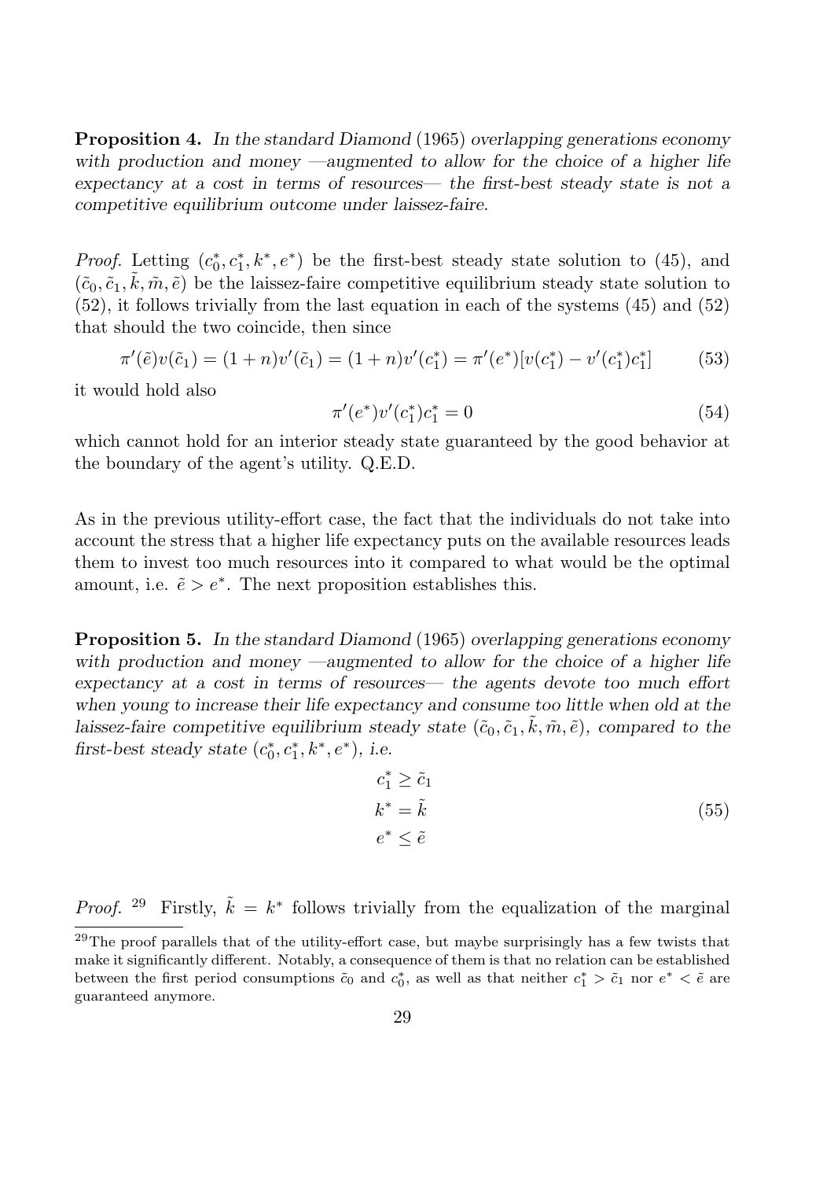**Proposition 4.** *In the standard Diamond* (1965) *overlapping generations economy with production and money —augmented to allow for the choice of a higher life expectancy at a cost in terms of resources— the first-best steady state is not a competitive equilibrium outcome under laissez-faire.*

*Proof.* Letting $(c_0^*, c_1^*, k^*, e^*)$ be the first-best steady state solution to (45), and $(\tilde{c}_0, \tilde{c}_1, \tilde{k}, \tilde{m}, \tilde{e})$ be the laissez-faire competitive equilibrium steady state solution to (52), it follows trivially from the last equation in each of the systems (45) and (52) that should the two coincide, then since

$$\pi'(\tilde{e})v(\tilde{c}_1) = (1+n)v'(\tilde{c}_1) = (1+n)v'(c_1^*) = \pi'(e^*)[v(c_1^*) - v'(c_1^*)c_1^*] \tag{53}$$

it would hold also

$$\pi'(e^*)v'(c_1^*)c_1^* = 0 \tag{54}$$

which cannot hold for an interior steady state guaranteed by the good behavior at the boundary of the agent's utility. Q.E.D.

As in the previous utility-effort case, the fact that the individuals do not take into account the stress that a higher life expectancy puts on the available resources leads them to invest too much resources into it compared to what would be the optimal amount, i.e. $\tilde{e} > e^*$. The next proposition establishes this.

**Proposition 5.** *In the standard Diamond* (1965) *overlapping generations economy with production and money —augmented to allow for the choice of a higher life expectancy at a cost in terms of resources— the agents devote too much effort when young to increase their life expectancy and consume too little when old at the laissez-faire competitive equilibrium steady state $(\tilde{c}_0, \tilde{c}_1, \tilde{k}, \tilde{m}, \tilde{e})$, compared to the first-best steady state $(c_0^*, c_1^*, k^*, e^*)$, i.e.*

$$\begin{aligned} c_1^* &\geq \tilde{c}_1 \\ k^* &= \tilde{k} \\ e^* &\leq \tilde{e} \end{aligned} \tag{55}$$

*Proof.* [29] Firstly, $\tilde{k} = k^*$ follows trivially from the equalization of the marginal

[29] The proof parallels that of the utility-effort case, but maybe surprisingly has a few twists that make it significantly different. Notably, a consequence of them is that no relation can be established between the first period consumptions $\tilde{c}_0$ and $c_0^*$, as well as that neither $c_1^* > \tilde{c}_1$ nor $e^* < \tilde{e}$ are guaranteed anymore.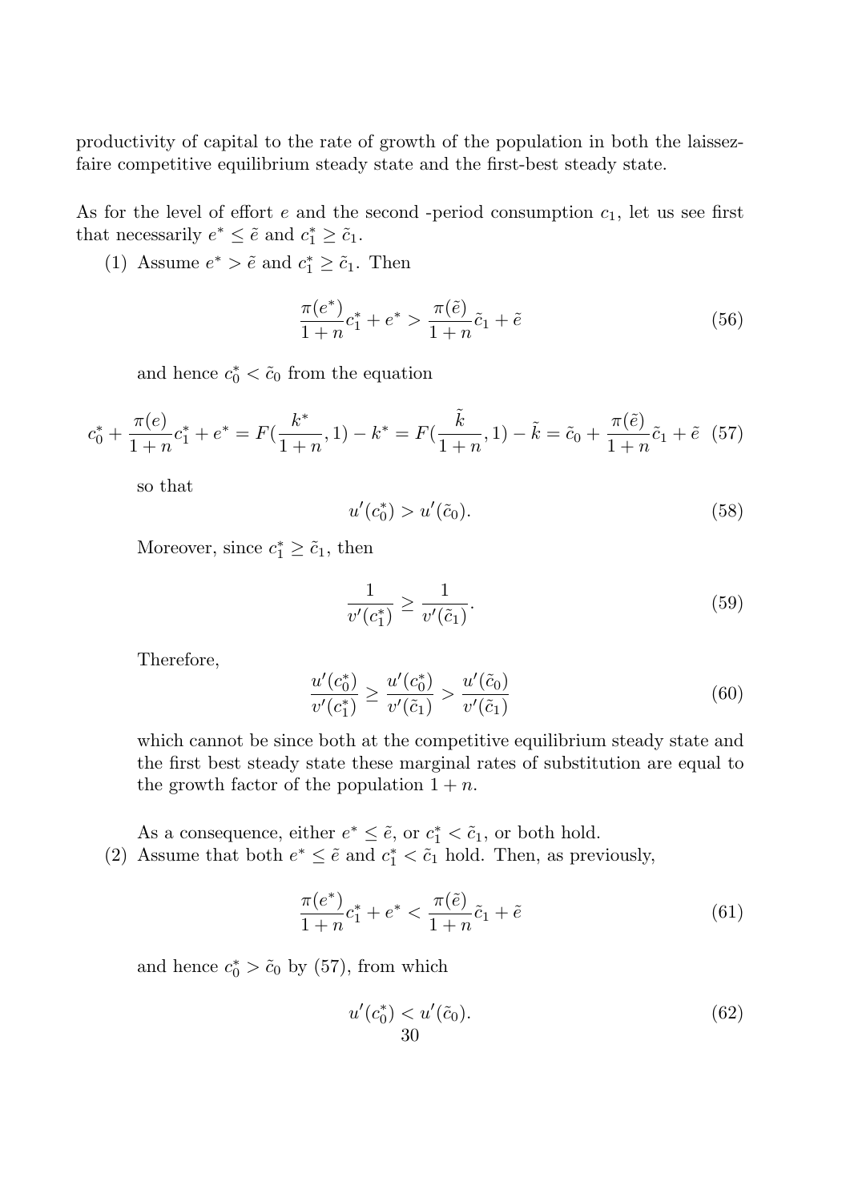productivity of capital to the rate of growth of the population in both the laissez-faire competitive equilibrium steady state and the first-best steady state.

As for the level of effort $e$ and the second -period consumption $c_1$, let us see first that necessarily $e^* \leq \tilde{e}$ and $c_1^* \geq \tilde{c}_1$.

(1) Assume $e^* > \tilde{e}$ and $c_1^* \geq \tilde{c}_1$. Then

$$\frac{\pi(e^*)}{1+n}c_1^* + e^* > \frac{\pi(\tilde{e})}{1+n}\tilde{c}_1 + \tilde{e} \tag{56}$$

and hence $c_0^* < \tilde{c}_0$ from the equation

$$c_0^* + \frac{\pi(e)}{1+n}c_1^* + e^* = F(\frac{k^*}{1+n}, 1) - k^* = F(\frac{\tilde{k}}{1+n}, 1) - \tilde{k} = \tilde{c}_0 + \frac{\pi(\tilde{e})}{1+n}\tilde{c}_1 + \tilde{e} \tag{57}$$

so that

$$u'(c_0^*) > u'(\tilde{c}_0). \tag{58}$$

Moreover, since $c_1^* \geq \tilde{c}_1$, then

$$\frac{1}{v'(c_1^*)} \geq \frac{1}{v'(\tilde{c}_1)}. \tag{59}$$

Therefore,

$$\frac{u'(c_0^*)}{v'(c_1^*)} \geq \frac{u'(c_0^*)}{v'(\tilde{c}_1)} > \frac{u'(\tilde{c}_0)}{v'(\tilde{c}_1)} \tag{60}$$

which cannot be since both at the competitive equilibrium steady state and the first best steady state these marginal rates of substitution are equal to the growth factor of the population $1+n$.

As a consequence, either $e^* \leq \tilde{e}$, or $c_1^* < \tilde{c}_1$, or both hold.

(2) Assume that both $e^* \leq \tilde{e}$ and $c_1^* < \tilde{c}_1$ hold. Then, as previously,

$$\frac{\pi(e^*)}{1+n}c_1^* + e^* < \frac{\pi(\tilde{e})}{1+n}\tilde{c}_1 + \tilde{e} \tag{61}$$

and hence $c_0^* > \tilde{c}_0$ by (57), from which

$$u'(c_0^*) < u'(\tilde{c}_0). \tag{62}$$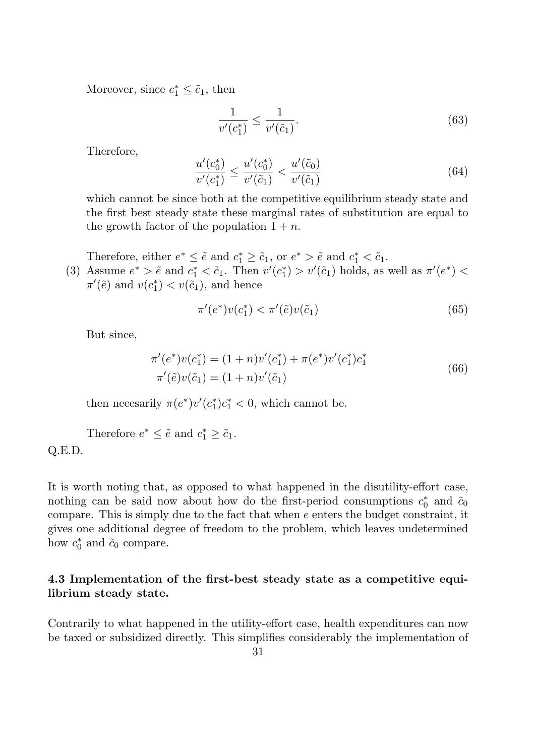Moreover, since $c_1^* \leq \tilde{c}_1$, then

$$\frac{1}{v'(c_1^*)} \leq \frac{1}{v'(\tilde{c}_1)}. \tag{63}$$

Therefore,

$$\frac{u'(c_0^*)}{v'(c_1^*)} \leq \frac{u'(c_0^*)}{v'(\tilde{c}_1)} < \frac{u'(\tilde{c}_0)}{v'(\tilde{c}_1)} \tag{64}$$

which cannot be since both at the competitive equilibrium steady state and the first best steady state these marginal rates of substitution are equal to the growth factor of the population $1+n$.

Therefore, either $e^* \leq \tilde{e}$ and $c_1^* \geq \tilde{c}_1$, or $e^* > \tilde{e}$ and $c_1^* < \tilde{c}_1$.

(3) Assume $e^* > \tilde{e}$ and $c_1^* < \tilde{c}_1$. Then $v'(c_1^*) > v'(\tilde{c}_1)$ holds, as well as $\pi'(e^*) < \pi'(\tilde{e})$ and $v(c_1^*) < v(\tilde{c}_1)$, and hence

$$\pi'(e^*)v(c_1^*) < \pi'(\tilde{e})v(\tilde{c}_1) \tag{65}$$

But since,

$$\begin{aligned} \pi'(e^*)v(c_1^*) &= (1+n)v'(c_1^*) + \pi(e^*)v'(c_1^*)c_1^* \\ \pi'(\tilde{e})v(\tilde{c}_1) &= (1+n)v'(\tilde{c}_1) \end{aligned} \tag{66}$$

then necesarily $\pi(e^*)v'(c_1^*)c_1^* < 0$, which cannot be.

Therefore $e^* \leq \tilde{e}$ and $c_1^* \geq \tilde{c}_1$.

Q.E.D.

It is worth noting that, as opposed to what happened in the disutility-effort case, nothing can be said now about how do the first-period consumptions $c_0^*$ and $\tilde{c}_0$ compare. This is simply due to the fact that when $e$ enters the budget constraint, it gives one additional degree of freedom to the problem, which leaves undetermined how $c_0^*$ and $\tilde{c}_0$ compare.

### 4.3 Implementation of the first-best steady state as a competitive equilibrium steady state.

Contrarily to what happened in the utility-effort case, health expenditures can now be taxed or subsidized directly. This simplifies considerably the implementation of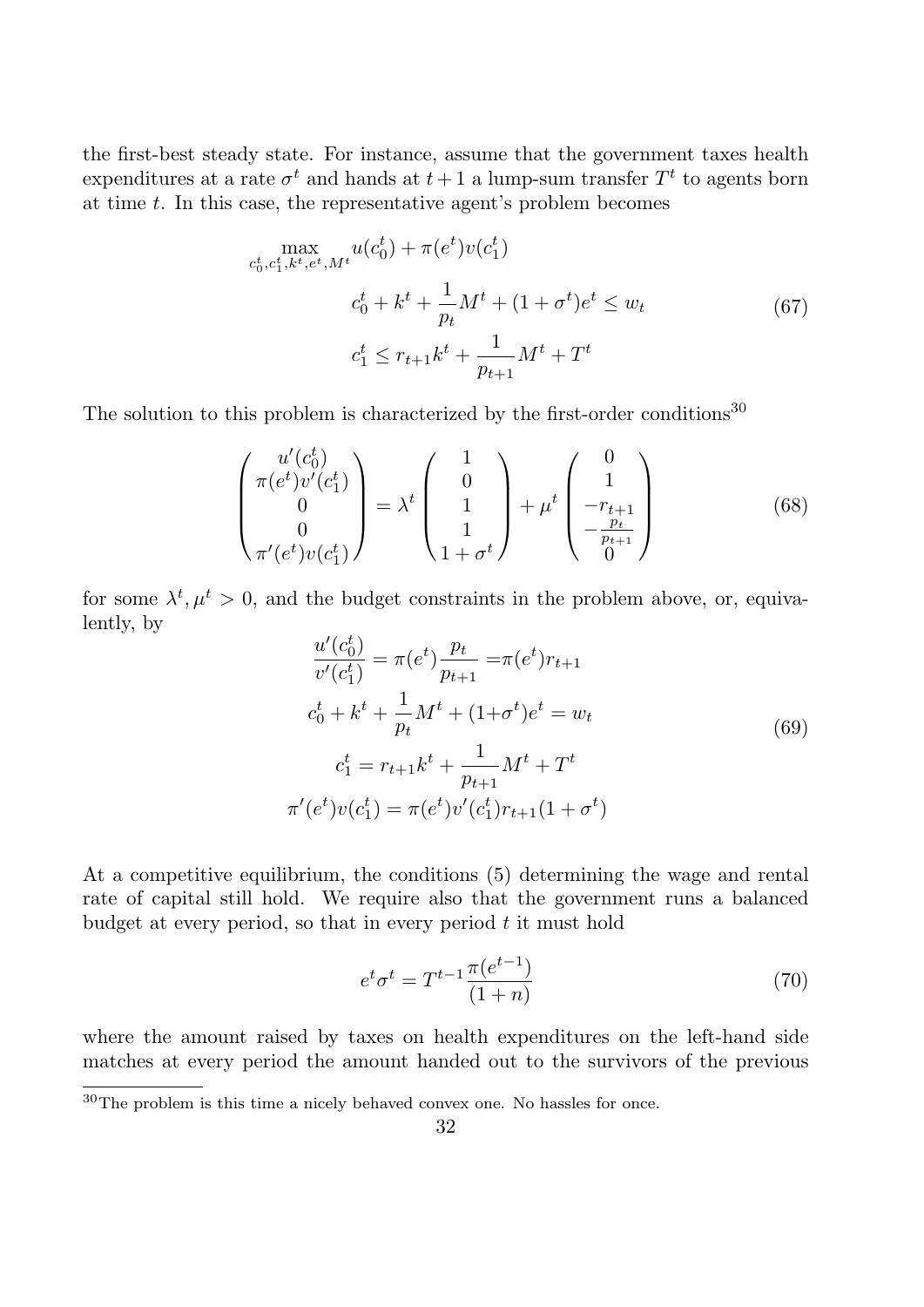the first-best steady state. For instance, assume that the government taxes health expenditures at a rate $\sigma^t$ and hands at $t+1$ a lump-sum transfer $T^t$ to agents born at time $t$. In this case, the representative agent's problem becomes

$$
\begin{aligned}
\max_{c_0^t, c_1^t, k^t, e^t, M^t} & \; u(c_0^t) + \pi(e^t) v(c_1^t) \\
& c_0^t + k^t + \frac{1}{p_t} M^t + (1+\sigma^t) e^t \leq w_t \\
& c_1^t \leq r_{t+1} k^t + \frac{1}{p_{t+1}} M^t + T^t
\end{aligned}
\tag{67}
$$

The solution to this problem is characterized by the first-order conditions[30]

$$
\begin{pmatrix} u'(c_0^t) \\ \pi(e^t) v'(c_1^t) \\ 0 \\ 0 \\ \pi'(e^t) v(c_1^t) \end{pmatrix} = \lambda^t \begin{pmatrix} 1 \\ 0 \\ 1 \\ 1 \\ 1+\sigma^t \end{pmatrix} + \mu^t \begin{pmatrix} 0 \\ 1 \\ -r_{t+1} \\ -\frac{p_t}{p_{t+1}} \\ 0 \end{pmatrix}
\tag{68}
$$

for some $\lambda^t, \mu^t > 0$, and the budget constraints in the problem above, or, equivalently, by

$$
\begin{aligned}
\frac{u'(c_0^t)}{v'(c_1^t)} &= \pi(e^t) \frac{p_t}{p_{t+1}} = \pi(e^t) r_{t+1} \\
c_0^t + k^t + \frac{1}{p_t} M^t + (1+\sigma^t) e^t &= w_t \\
c_1^t &= r_{t+1} k^t + \frac{1}{p_{t+1}} M^t + T^t \\
\pi'(e^t) v(c_1^t) &= \pi(e^t) v'(c_1^t) r_{t+1} (1+\sigma^t)
\end{aligned}
\tag{69}
$$

At a competitive equilibrium, the conditions (5) determining the wage and rental rate of capital still hold. We require also that the government runs a balanced budget at every period, so that in every period $t$ it must hold

$$
e^t \sigma^t = T^{t-1} \frac{\pi(e^{t-1})}{(1+n)}
\tag{70}
$$

where the amount raised by taxes on health expenditures on the left-hand side matches at every period the amount handed out to the survivors of the previous

[30] The problem is this time a nicely behaved convex one. No hassles for once.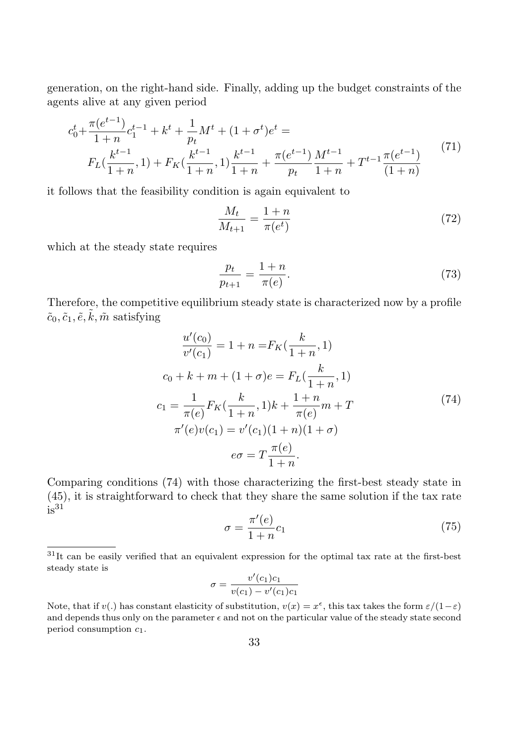generation, on the right-hand side. Finally, adding up the budget constraints of the agents alive at any given period

$$
\begin{aligned}
c_0^t + \frac{\pi(e^{t-1})}{1+n} c_1^{t-1} + k^t + \frac{1}{p_t} M^t + (1+\sigma^t) e^t &= \\
F_L(\frac{k^{t-1}}{1+n}, 1) + F_K(\frac{k^{t-1}}{1+n}, 1)\frac{k^{t-1}}{1+n} + \frac{\pi(e^{t-1})}{p_t}\frac{M^{t-1}}{1+n} &+ T^{t-1}\frac{\pi(e^{t-1})}{(1+n)}
\end{aligned}
\tag{71}
$$

it follows that the feasibility condition is again equivalent to

$$
\frac{M_t}{M_{t+1}} = \frac{1+n}{\pi(e^t)} \tag{72}
$$

which at the steady state requires

$$
\frac{p_t}{p_{t+1}} = \frac{1+n}{\pi(e)}. \tag{73}
$$

Therefore, the competitive equilibrium steady state is characterized now by a profile $\tilde{c}_0, \tilde{c}_1, \tilde{e}, \tilde{k}, \tilde{m}$ satisfying

$$
\begin{aligned}
\frac{u'(c_0)}{v'(c_1)} &= 1+n = F_K(\frac{k}{1+n}, 1) \\
c_0 + k + m + (1+\sigma)e &= F_L(\frac{k}{1+n}, 1) \\
c_1 &= \frac{1}{\pi(e)} F_K(\frac{k}{1+n}, 1)k + \frac{1+n}{\pi(e)} m + T \\
\pi'(e) v(c_1) &= v'(c_1)(1+n)(1+\sigma) \\
e\sigma &= T\frac{\pi(e)}{1+n}.
\end{aligned}
\tag{74}
$$

Comparing conditions (74) with those characterizing the first-best steady state in (45), it is straightforward to check that they share the same solution if the tax rate is[31]

$$
\sigma = \frac{\pi'(e)}{1+n} c_1 \tag{75}
$$

---

[31] It can be easily verified that an equivalent expression for the optimal tax rate at the first-best steady state is

$$
\sigma = \frac{v'(c_1)c_1}{v(c_1) - v'(c_1)c_1}
$$

Note, that if $v(.)$ has constant elasticity of substitution, $v(x) = x^{\epsilon}$, this tax takes the form $\varepsilon/(1-\varepsilon)$ and depends thus only on the parameter $\epsilon$ and not on the particular value of the steady state second period consumption $c_1$.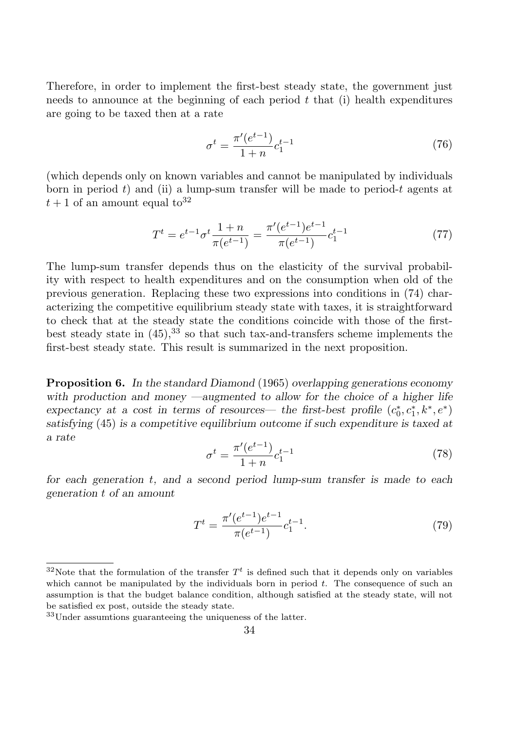Therefore, in order to implement the first-best steady state, the government just needs to announce at the beginning of each period $t$ that (i) health expenditures are going to be taxed then at a rate

$$\sigma^t = \frac{\pi'(e^{t-1})}{1+n} c_1^{t-1} \tag{76}$$

(which depends only on known variables and cannot be manipulated by individuals born in period $t$) and (ii) a lump-sum transfer will be made to period-$t$ agents at $t+1$ of an amount equal to[32]

$$T^t = e^{t-1} \sigma^t \frac{1+n}{\pi(e^{t-1})} = \frac{\pi'(e^{t-1}) e^{t-1}}{\pi(e^{t-1})} c_1^{t-1} \tag{77}$$

The lump-sum transfer depends thus on the elasticity of the survival probability with respect to health expenditures and on the consumption when old of the previous generation. Replacing these two expressions into conditions in (74) characterizing the competitive equilibrium steady state with taxes, it is straightforward to check that at the steady state the conditions coincide with those of the first-best steady state in (45),[33] so that such tax-and-transfers scheme implements the first-best steady state. This result is summarized in the next proposition.

**Proposition 6.** *In the standard Diamond (1965) overlapping generations economy with production and money —augmented to allow for the choice of a higher life expectancy at a cost in terms of resources— the first-best profile $(c_0^*, c_1^*, k^*, e^*)$ satisfying (45) is a competitive equilibrium outcome if such expenditure is taxed at a rate*

$$\sigma^t = \frac{\pi'(e^{t-1})}{1+n} c_1^{t-1} \tag{78}$$

*for each generation $t$, and a second period lump-sum transfer is made to each generation $t$ of an amount*

$$T^t = \frac{\pi'(e^{t-1}) e^{t-1}}{\pi(e^{t-1})} c_1^{t-1}. \tag{79}$$

---

[32] Note that the formulation of the transfer $T^t$ is defined such that it depends only on variables which cannot be manipulated by the individuals born in period $t$. The consequence of such an assumption is that the budget balance condition, although satisfied at the steady state, will not be satisfied ex post, outside the steady state.

[33] Under assumtions guaranteeing the uniqueness of the latter.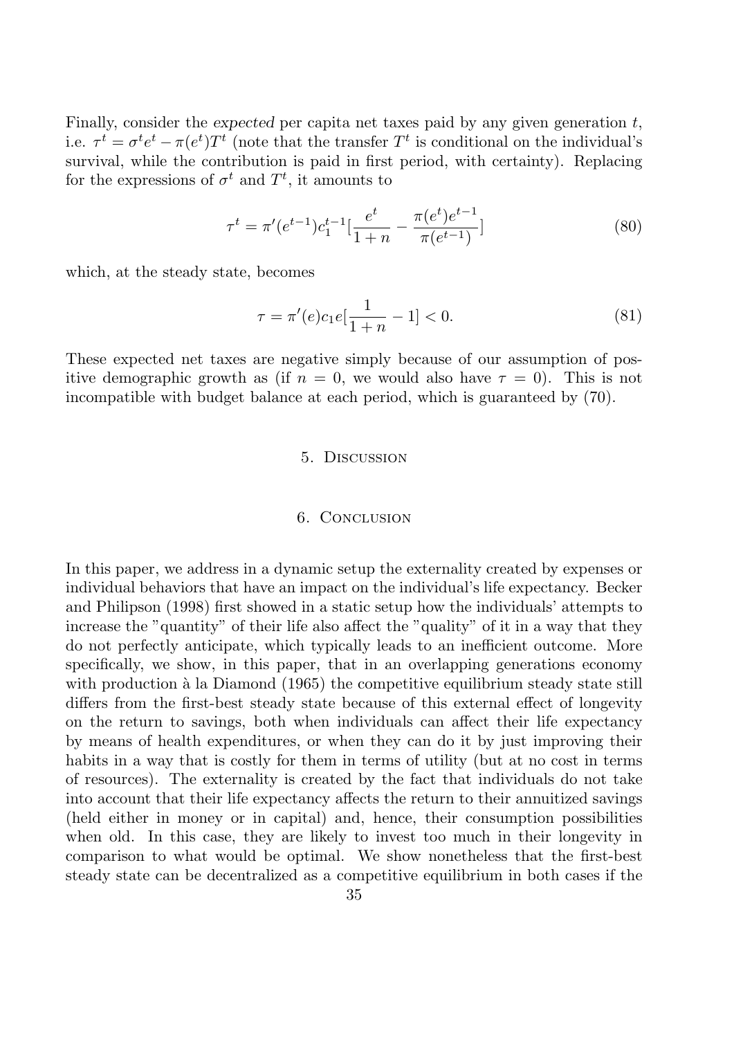Finally, consider the *expected* per capita net taxes paid by any given generation $t$, i.e. $\tau^t = \sigma^t e^t - \pi(e^t)T^t$ (note that the transfer $T^t$ is conditional on the individual's survival, while the contribution is paid in first period, with certainty). Replacing for the expressions of $\sigma^t$ and $T^t$, it amounts to

$$\tau^t = \pi'(e^{t-1})c_1^{t-1}[\frac{e^t}{1+n} - \frac{\pi(e^t)e^{t-1}}{\pi(e^{t-1})}] \tag{80}$$

which, at the steady state, becomes

$$\tau = \pi'(e)c_1 e[\frac{1}{1+n} - 1] < 0. \tag{81}$$

These expected net taxes are negative simply because of our assumption of positive demographic growth as (if $n = 0$, we would also have $\tau = 0$). This is not incompatible with budget balance at each period, which is guaranteed by (70).

## 5. Discussion

## 6. Conclusion

In this paper, we address in a dynamic setup the externality created by expenses or individual behaviors that have an impact on the individual's life expectancy. Becker and Philipson (1998) first showed in a static setup how the individuals' attempts to increase the "quantity" of their life also affect the "quality" of it in a way that they do not perfectly anticipate, which typically leads to an inefficient outcome. More specifically, we show, in this paper, that in an overlapping generations economy with production à la Diamond (1965) the competitive equilibrium steady state still differs from the first-best steady state because of this external effect of longevity on the return to savings, both when individuals can affect their life expectancy by means of health expenditures, or when they can do it by just improving their habits in a way that is costly for them in terms of utility (but at no cost in terms of resources). The externality is created by the fact that individuals do not take into account that their life expectancy affects the return to their annuitized savings (held either in money or in capital) and, hence, their consumption possibilities when old. In this case, they are likely to invest too much in their longevity in comparison to what would be optimal. We show nonetheless that the first-best steady state can be decentralized as a competitive equilibrium in both cases if the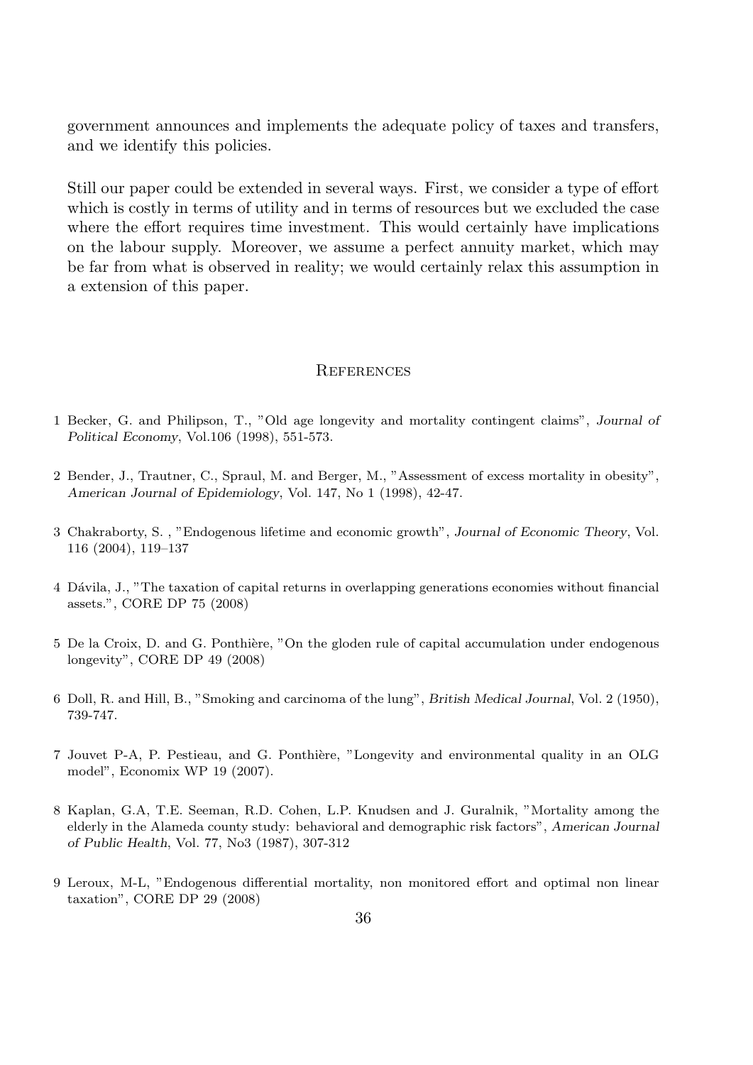government announces and implements the adequate policy of taxes and transfers, and we identify this policies.

Still our paper could be extended in several ways. First, we consider a type of effort which is costly in terms of utility and in terms of resources but we excluded the case where the effort requires time investment. This would certainly have implications on the labour supply. Moreover, we assume a perfect annuity market, which may be far from what is observed in reality; we would certainly relax this assumption in a extension of this paper.

## References

1 Becker, G. and Philipson, T., "Old age longevity and mortality contingent claims", *Journal of Political Economy*, Vol.106 (1998), 551-573.

2 Bender, J., Trautner, C., Spraul, M. and Berger, M., "Assessment of excess mortality in obesity", *American Journal of Epidemiology*, Vol. 147, No 1 (1998), 42-47.

3 Chakraborty, S. , "Endogenous lifetime and economic growth", *Journal of Economic Theory*, Vol. 116 (2004), 119–137

4 Dávila, J., "The taxation of capital returns in overlapping generations economies without financial assets.", CORE DP 75 (2008)

5 De la Croix, D. and G. Ponthière, "On the gloden rule of capital accumulation under endogenous longevity", CORE DP 49 (2008)

6 Doll, R. and Hill, B., "Smoking and carcinoma of the lung", *British Medical Journal*, Vol. 2 (1950), 739-747.

7 Jouvet P-A, P. Pestieau, and G. Ponthière, "Longevity and environmental quality in an OLG model", Economix WP 19 (2007).

8 Kaplan, G.A, T.E. Seeman, R.D. Cohen, L.P. Knudsen and J. Guralnik, "Mortality among the elderly in the Alameda county study: behavioral and demographic risk factors", *American Journal of Public Health*, Vol. 77, No3 (1987), 307-312

9 Leroux, M-L, "Endogenous differential mortality, non monitored effort and optimal non linear taxation", CORE DP 29 (2008)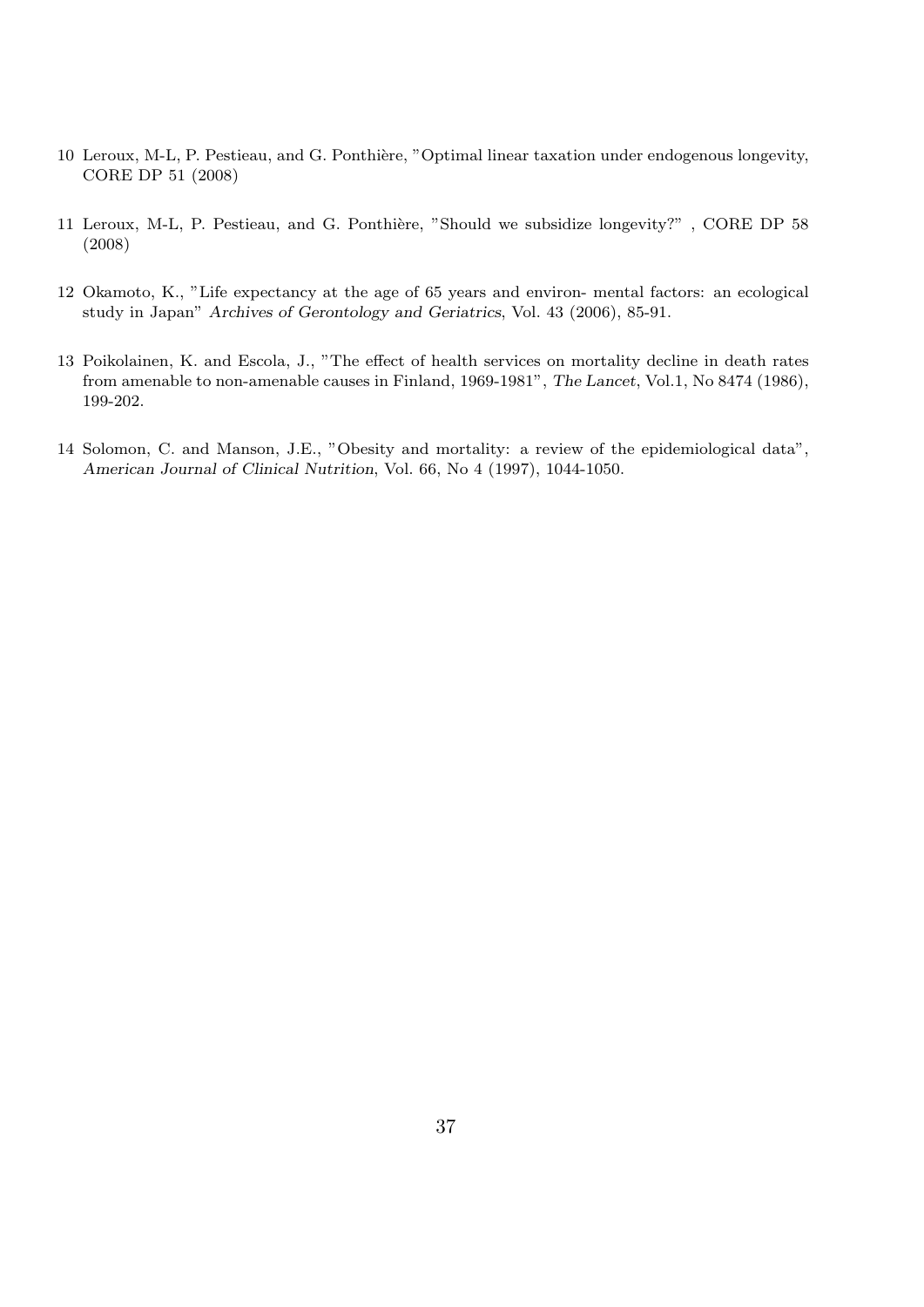10 Leroux, M-L, P. Pestieau, and G. Ponthière, "Optimal linear taxation under endogenous longevity, CORE DP 51 (2008)

11 Leroux, M-L, P. Pestieau, and G. Ponthière, "Should we subsidize longevity?" , CORE DP 58 (2008)

12 Okamoto, K., "Life expectancy at the age of 65 years and environ- mental factors: an ecological study in Japan" *Archives of Gerontology and Geriatrics*, Vol. 43 (2006), 85-91.

13 Poikolainen, K. and Escola, J., "The effect of health services on mortality decline in death rates from amenable to non-amenable causes in Finland, 1969-1981", *The Lancet*, Vol.1, No 8474 (1986), 199-202.

14 Solomon, C. and Manson, J.E., "Obesity and mortality: a review of the epidemiological data", *American Journal of Clinical Nutrition*, Vol. 66, No 4 (1997), 1044-1050.